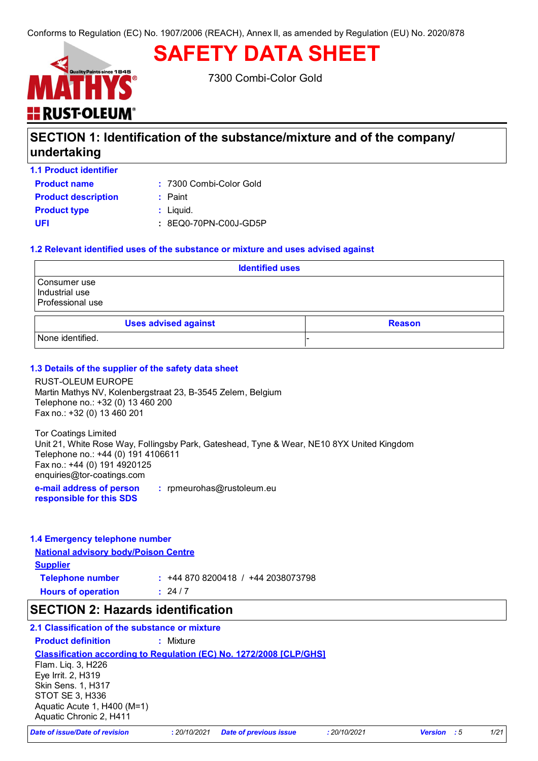Conforms to Regulation (EC) No. 1907/2006 (REACH), Annex II, as amended by Regulation (EU) No. 2020/878

# SAFETY DATA SHEET

7300 Combi-Color Gold

## SECTION 1: Identification of the substance/mixture and of the company/undertaking

### 1.1 Product identifier

**Product name** : 7300 Combi-Color Gold
**Product description** : Paint
**Product type** : Liquid.
**UFI** : 8EQ0-70PN-C00J-GD5P

### 1.2 Relevant identified uses of the substance or mixture and uses advised against

| Identified uses |
| --- |
| Consumer use<br>Industrial use<br>Professional use |

| Uses advised against | Reason |
| --- | --- |
| None identified. | - |

### 1.3 Details of the supplier of the safety data sheet

RUST-OLEUM EUROPE
Martin Mathys NV, Kolenbergstraat 23, B-3545 Zelem, Belgium
Telephone no.: +32 (0) 13 460 200
Fax no.: +32 (0) 13 460 201

Tor Coatings Limited
Unit 21, White Rose Way, Follingsby Park, Gateshead, Tyne & Wear, NE10 8YX United Kingdom
Telephone no.: +44 (0) 191 4106611
Fax no.: +44 (0) 191 4920125
enquiries@tor-coatings.com

**e-mail address of person responsible for this SDS** : rpmeurohas@rustoleum.eu

### 1.4 Emergency telephone number

**National advisory body/Poison Centre**

**Supplier**

**Telephone number** : +44 870 8200418 / +44 2038073798
**Hours of operation** : 24 / 7

## SECTION 2: Hazards identification

### 2.1 Classification of the substance or mixture

**Product definition** : Mixture

**Classification according to Regulation (EC) No. 1272/2008 [CLP/GHS]**

Flam. Liq. 3, H226
Eye Irrit. 2, H319
Skin Sens. 1, H317
STOT SE 3, H336
Aquatic Acute 1, H400 (M=1)
Aquatic Chronic 2, H411

*Date of issue/Date of revision* : 20/10/2021 *Date of previous issue* : 20/10/2021 *Version* : 5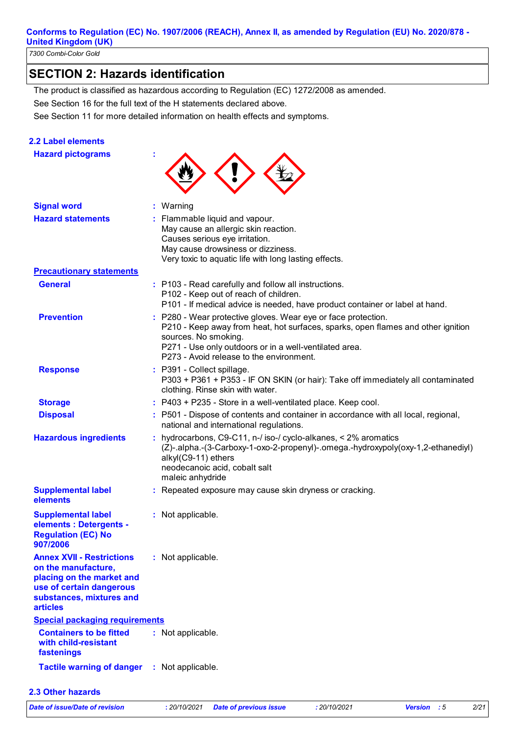## SECTION 2: Hazards identification

The product is classified as hazardous according to Regulation (EC) 1272/2008 as amended.

See Section 16 for the full text of the H statements declared above.

See Section 11 for more detailed information on health effects and symptoms.

### 2.2 Label elements

**Hazard pictograms** :

**Signal word** : Warning

**Hazard statements** : Flammable liquid and vapour.
May cause an allergic skin reaction.
Causes serious eye irritation.
May cause drowsiness or dizziness.
Very toxic to aquatic life with long lasting effects.

**Precautionary statements**

**General** : P103 - Read carefully and follow all instructions.
P102 - Keep out of reach of children.
P101 - If medical advice is needed, have product container or label at hand.

**Prevention** : P280 - Wear protective gloves. Wear eye or face protection.
P210 - Keep away from heat, hot surfaces, sparks, open flames and other ignition sources. No smoking.
P271 - Use only outdoors or in a well-ventilated area.
P273 - Avoid release to the environment.

**Response** : P391 - Collect spillage.
P303 + P361 + P353 - IF ON SKIN (or hair): Take off immediately all contaminated clothing. Rinse skin with water.

**Storage** : P403 + P235 - Store in a well-ventilated place. Keep cool.

**Disposal** : P501 - Dispose of contents and container in accordance with all local, regional, national and international regulations.

**Hazardous ingredients** : hydrocarbons, C9-C11, n-/ iso-/ cyclo-alkanes, < 2% aromatics
(Z)-.alpha.-(3-Carboxy-1-oxo-2-propenyl)-.omega.-hydroxypoly(oxy-1,2-ethanediyl) alkyl(C9-11) ethers
neodecanoic acid, cobalt salt
maleic anhydride

**Supplemental label elements** : Repeated exposure may cause skin dryness or cracking.

**Supplemental label elements : Detergents - Regulation (EC) No 907/2006** : Not applicable.

**Annex XVII - Restrictions on the manufacture, placing on the market and use of certain dangerous substances, mixtures and articles** : Not applicable.

**Special packaging requirements**

**Containers to be fitted with child-resistant fastenings** : Not applicable.

**Tactile warning of danger** : Not applicable.

### 2.3 Other hazards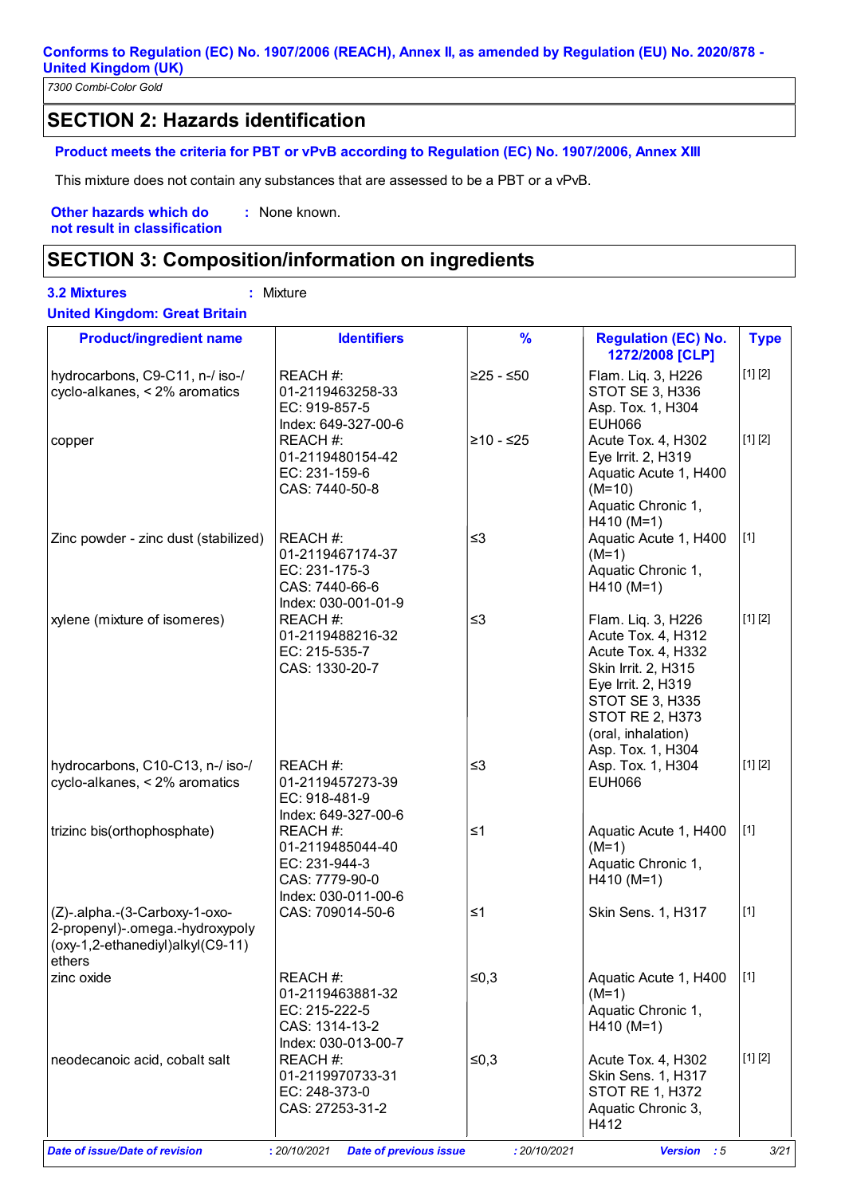## SECTION 2: Hazards identification

**Product meets the criteria for PBT or vPvB according to Regulation (EC) No. 1907/2006, Annex XIII**

This mixture does not contain any substances that are assessed to be a PBT or a vPvB.

**Other hazards which do not result in classification** : None known.

## SECTION 3: Composition/information on ingredients

**3.2 Mixtures** : Mixture

**United Kingdom: Great Britain**

| Product/ingredient name | Identifiers | % | Regulation (EC) No. 1272/2008 [CLP] | Type |
|---|---|---|---|---|
| hydrocarbons, C9-C11, n-/ iso-/ cyclo-alkanes, < 2% aromatics | REACH #: 01-2119463258-33<br>EC: 919-857-5<br>Index: 649-327-00-6 | ≥25 - ≤50 | Flam. Liq. 3, H226<br>STOT SE 3, H336<br>Asp. Tox. 1, H304<br>EUH066 | [1] [2] |
| copper | REACH #: 01-2119480154-42<br>EC: 231-159-6<br>CAS: 7440-50-8 | ≥10 - ≤25 | Acute Tox. 4, H302<br>Eye Irrit. 2, H319<br>Aquatic Acute 1, H400 (M=10)<br>Aquatic Chronic 1, H410 (M=1) | [1] [2] |
| Zinc powder - zinc dust (stabilized) | REACH #: 01-2119467174-37<br>EC: 231-175-3<br>CAS: 7440-66-6<br>Index: 030-001-01-9 | ≤3 | Aquatic Acute 1, H400 (M=1)<br>Aquatic Chronic 1, H410 (M=1) | [1] |
| xylene (mixture of isomeres) | REACH #: 01-2119488216-32<br>EC: 215-535-7<br>CAS: 1330-20-7 | ≤3 | Flam. Liq. 3, H226<br>Acute Tox. 4, H312<br>Acute Tox. 4, H332<br>Skin Irrit. 2, H315<br>Eye Irrit. 2, H319<br>STOT SE 3, H335<br>STOT RE 2, H373 (oral, inhalation)<br>Asp. Tox. 1, H304 | [1] [2] |
| hydrocarbons, C10-C13, n-/ iso-/ cyclo-alkanes, < 2% aromatics | REACH #: 01-2119457273-39<br>EC: 918-481-9<br>Index: 649-327-00-6 | ≤3 | Asp. Tox. 1, H304<br>EUH066 | [1] [2] |
| trizinc bis(orthophosphate) | REACH #: 01-2119485044-40<br>EC: 231-944-3<br>CAS: 7779-90-0<br>Index: 030-011-00-6 | ≤1 | Aquatic Acute 1, H400 (M=1)<br>Aquatic Chronic 1, H410 (M=1) | [1] |
| (Z)-.alpha.-(3-Carboxy-1-oxo-2-propenyl)-.omega.-hydroxypoly(oxy-1,2-ethanediyl)alkyl(C9-11) ethers | CAS: 709014-50-6 | ≤1 | Skin Sens. 1, H317 | [1] |
| zinc oxide | REACH #: 01-2119463881-32<br>EC: 215-222-5<br>CAS: 1314-13-2<br>Index: 030-013-00-7 | ≤0,3 | Aquatic Acute 1, H400 (M=1)<br>Aquatic Chronic 1, H410 (M=1) | [1] |
| neodecanoic acid, cobalt salt | REACH #: 01-2119970733-31<br>EC: 248-373-0<br>CAS: 27253-31-2 | ≤0,3 | Acute Tox. 4, H302<br>Skin Sens. 1, H317<br>STOT RE 1, H372<br>Aquatic Chronic 3, H412 | [1] [2] |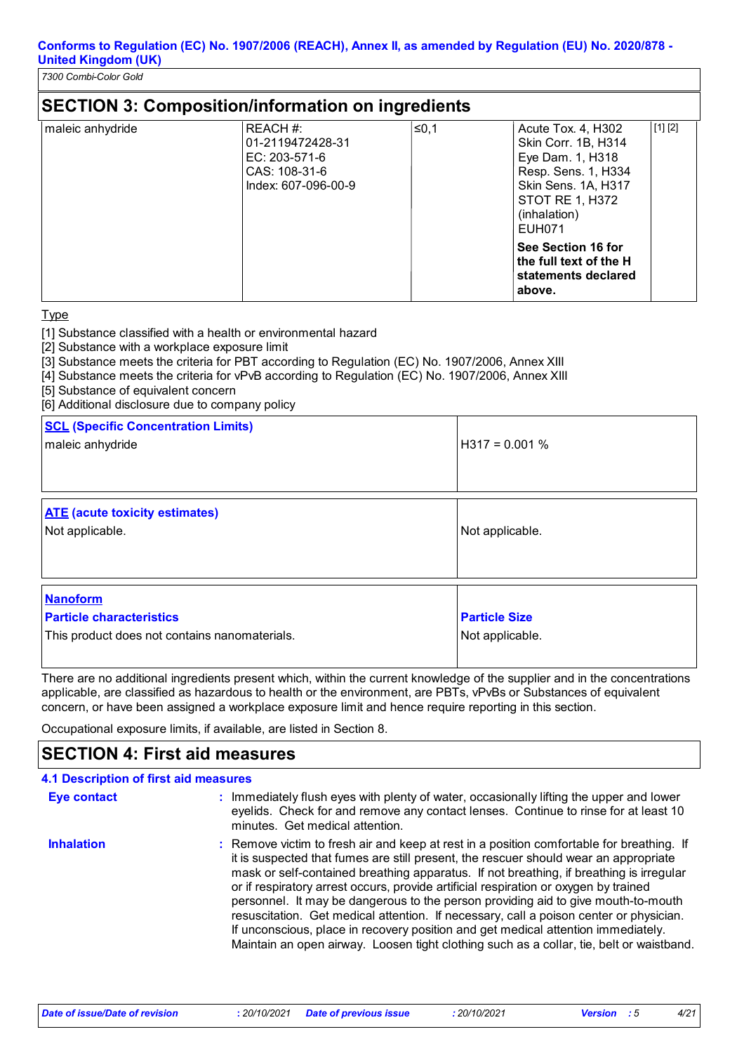## SECTION 3: Composition/information on ingredients

| | | | | |
|---|---|---|---|---|
| maleic anhydride | REACH #: 01-2119472428-31<br>EC: 203-571-6<br>CAS: 108-31-6<br>Index: 607-096-00-9 | ≤0,1 | Acute Tox. 4, H302<br>Skin Corr. 1B, H314<br>Eye Dam. 1, H318<br>Resp. Sens. 1, H334<br>Skin Sens. 1A, H317<br>STOT RE 1, H372 (inhalation)<br>EUH071<br>**See Section 16 for the full text of the H statements declared above.** | [1] [2] |

Type

[1] Substance classified with a health or environmental hazard
[2] Substance with a workplace exposure limit
[3] Substance meets the criteria for PBT according to Regulation (EC) No. 1907/2006, Annex XIII
[4] Substance meets the criteria for vPvB according to Regulation (EC) No. 1907/2006, Annex XIII
[5] Substance of equivalent concern
[6] Additional disclosure due to company policy

| **SCL (Specific Concentration Limits)** | |
|---|---|
| maleic anhydride | H317 = 0.001 % |

| **ATE (acute toxicity estimates)** | |
|---|---|
| Not applicable. | Not applicable. |

| **Nanoform**<br>**Particle characteristics** | **Particle Size** |
|---|---|
| This product does not contains nanomaterials. | Not applicable. |

There are no additional ingredients present which, within the current knowledge of the supplier and in the concentrations applicable, are classified as hazardous to health or the environment, are PBTs, vPvBs or Substances of equivalent concern, or have been assigned a workplace exposure limit and hence require reporting in this section.

Occupational exposure limits, if available, are listed in Section 8.

## SECTION 4: First aid measures

### 4.1 Description of first aid measures

**Eye contact** : Immediately flush eyes with plenty of water, occasionally lifting the upper and lower eyelids. Check for and remove any contact lenses. Continue to rinse for at least 10 minutes. Get medical attention.

**Inhalation** : Remove victim to fresh air and keep at rest in a position comfortable for breathing. If it is suspected that fumes are still present, the rescuer should wear an appropriate mask or self-contained breathing apparatus. If not breathing, if breathing is irregular or if respiratory arrest occurs, provide artificial respiration or oxygen by trained personnel. It may be dangerous to the person providing aid to give mouth-to-mouth resuscitation. Get medical attention. If necessary, call a poison center or physician. If unconscious, place in recovery position and get medical attention immediately. Maintain an open airway. Loosen tight clothing such as a collar, tie, belt or waistband.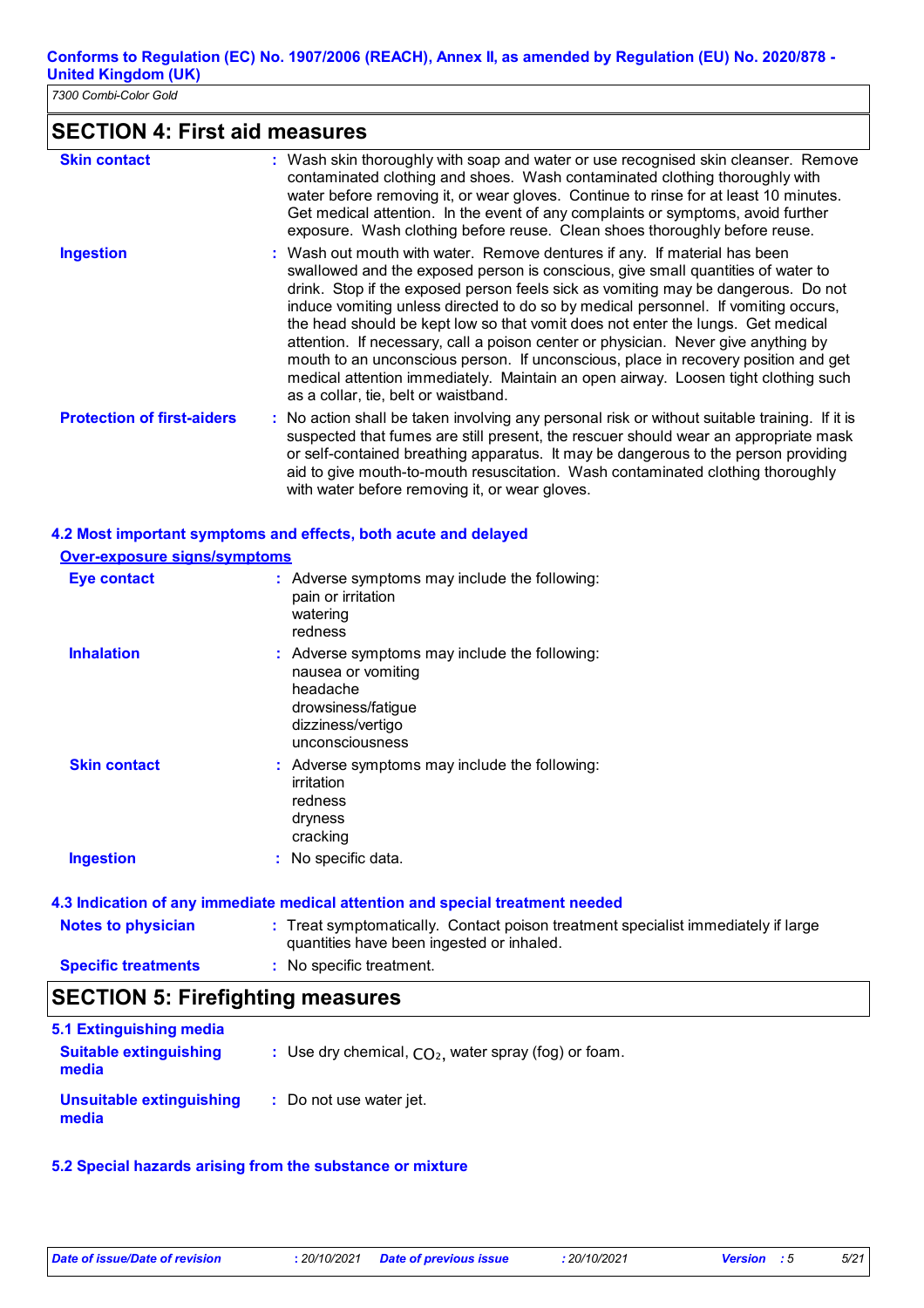## SECTION 4: First aid measures

**Skin contact** : Wash skin thoroughly with soap and water or use recognised skin cleanser. Remove contaminated clothing and shoes. Wash contaminated clothing thoroughly with water before removing it, or wear gloves. Continue to rinse for at least 10 minutes. Get medical attention. In the event of any complaints or symptoms, avoid further exposure. Wash clothing before reuse. Clean shoes thoroughly before reuse.

**Ingestion** : Wash out mouth with water. Remove dentures if any. If material has been swallowed and the exposed person is conscious, give small quantities of water to drink. Stop if the exposed person feels sick as vomiting may be dangerous. Do not induce vomiting unless directed to do so by medical personnel. If vomiting occurs, the head should be kept low so that vomit does not enter the lungs. Get medical attention. If necessary, call a poison center or physician. Never give anything by mouth to an unconscious person. If unconscious, place in recovery position and get medical attention immediately. Maintain an open airway. Loosen tight clothing such as a collar, tie, belt or waistband.

**Protection of first-aiders** : No action shall be taken involving any personal risk or without suitable training. If it is suspected that fumes are still present, the rescuer should wear an appropriate mask or self-contained breathing apparatus. It may be dangerous to the person providing aid to give mouth-to-mouth resuscitation. Wash contaminated clothing thoroughly with water before removing it, or wear gloves.

### 4.2 Most important symptoms and effects, both acute and delayed

**Over-exposure signs/symptoms**

**Eye contact** : Adverse symptoms may include the following:
pain or irritation
watering
redness

**Inhalation** : Adverse symptoms may include the following:
nausea or vomiting
headache
drowsiness/fatigue
dizziness/vertigo
unconsciousness

**Skin contact** : Adverse symptoms may include the following:
irritation
redness
dryness
cracking

**Ingestion** : No specific data.

### 4.3 Indication of any immediate medical attention and special treatment needed

**Notes to physician** : Treat symptomatically. Contact poison treatment specialist immediately if large quantities have been ingested or inhaled.

**Specific treatments** : No specific treatment.

## SECTION 5: Firefighting measures

### 5.1 Extinguishing media

**Suitable extinguishing media** : Use dry chemical, $CO_2$, water spray (fog) or foam.

**Unsuitable extinguishing media** : Do not use water jet.

### 5.2 Special hazards arising from the substance or mixture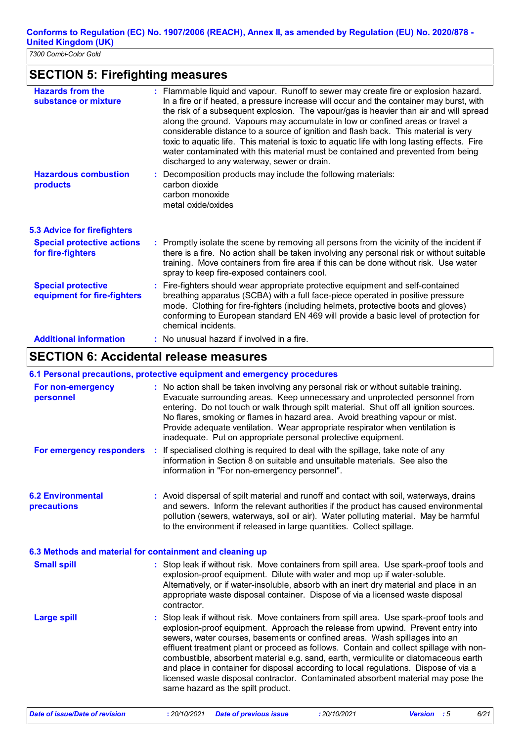## SECTION 5: Firefighting measures

| | |
|---|---|
| **Hazards from the substance or mixture** | Flammable liquid and vapour. Runoff to sewer may create fire or explosion hazard. In a fire or if heated, a pressure increase will occur and the container may burst, with the risk of a subsequent explosion. The vapour/gas is heavier than air and will spread along the ground. Vapours may accumulate in low or confined areas or travel a considerable distance to a source of ignition and flash back. This material is very toxic to aquatic life. This material is toxic to aquatic life with long lasting effects. Fire water contaminated with this material must be contained and prevented from being discharged to any waterway, sewer or drain. |
| **Hazardous combustion products** | Decomposition products may include the following materials: carbon dioxide, carbon monoxide, metal oxide/oxides |

### 5.3 Advice for firefighters

| | |
|---|---|
| **Special protective actions for fire-fighters** | Promptly isolate the scene by removing all persons from the vicinity of the incident if there is a fire. No action shall be taken involving any personal risk or without suitable training. Move containers from fire area if this can be done without risk. Use water spray to keep fire-exposed containers cool. |
| **Special protective equipment for fire-fighters** | Fire-fighters should wear appropriate protective equipment and self-contained breathing apparatus (SCBA) with a full face-piece operated in positive pressure mode. Clothing for fire-fighters (including helmets, protective boots and gloves) conforming to European standard EN 469 will provide a basic level of protection for chemical incidents. |
| **Additional information** | No unusual hazard if involved in a fire. |

## SECTION 6: Accidental release measures

### 6.1 Personal precautions, protective equipment and emergency procedures

| | |
|---|---|
| **For non-emergency personnel** | No action shall be taken involving any personal risk or without suitable training. Evacuate surrounding areas. Keep unnecessary and unprotected personnel from entering. Do not touch or walk through spilt material. Shut off all ignition sources. No flares, smoking or flames in hazard area. Avoid breathing vapour or mist. Provide adequate ventilation. Wear appropriate respirator when ventilation is inadequate. Put on appropriate personal protective equipment. |
| **For emergency responders** | If specialised clothing is required to deal with the spillage, take note of any information in Section 8 on suitable and unsuitable materials. See also the information in "For non-emergency personnel". |

| | |
|---|---|
| **6.2 Environmental precautions** | Avoid dispersal of spilt material and runoff and contact with soil, waterways, drains and sewers. Inform the relevant authorities if the product has caused environmental pollution (sewers, waterways, soil or air). Water polluting material. May be harmful to the environment if released in large quantities. Collect spillage. |

### 6.3 Methods and material for containment and cleaning up

| | |
|---|---|
| **Small spill** | Stop leak if without risk. Move containers from spill area. Use spark-proof tools and explosion-proof equipment. Dilute with water and mop up if water-soluble. Alternatively, or if water-insoluble, absorb with an inert dry material and place in an appropriate waste disposal container. Dispose of via a licensed waste disposal contractor. |
| **Large spill** | Stop leak if without risk. Move containers from spill area. Use spark-proof tools and explosion-proof equipment. Approach the release from upwind. Prevent entry into sewers, water courses, basements or confined areas. Wash spillages into an effluent treatment plant or proceed as follows. Contain and collect spillage with non-combustible, absorbent material e.g. sand, earth, vermiculite or diatomaceous earth and place in container for disposal according to local regulations. Dispose of via a licensed waste disposal contractor. Contaminated absorbent material may pose the same hazard as the spilt product. |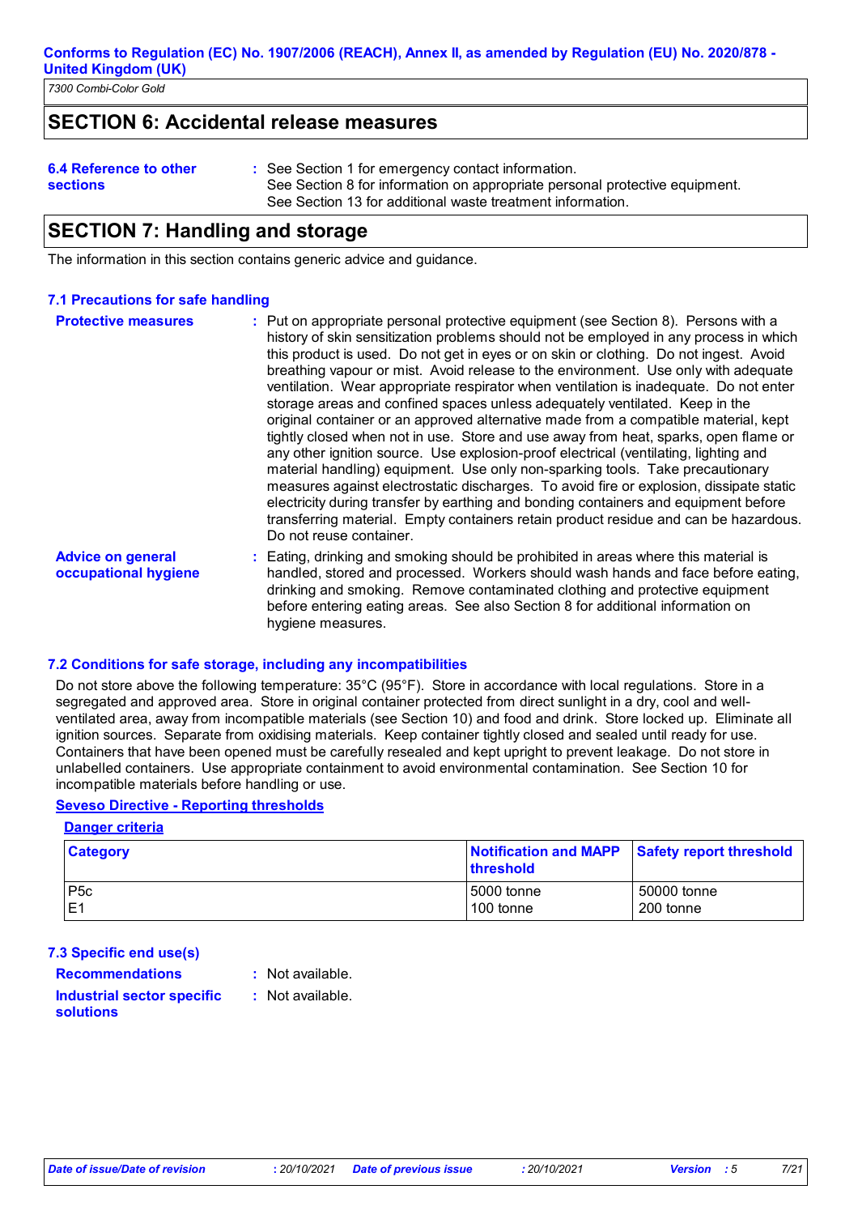## SECTION 6: Accidental release measures

**6.4 Reference to other sections** : See Section 1 for emergency contact information.
See Section 8 for information on appropriate personal protective equipment.
See Section 13 for additional waste treatment information.

## SECTION 7: Handling and storage

The information in this section contains generic advice and guidance.

### 7.1 Precautions for safe handling

**Protective measures** : Put on appropriate personal protective equipment (see Section 8). Persons with a history of skin sensitization problems should not be employed in any process in which this product is used. Do not get in eyes or on skin or clothing. Do not ingest. Avoid breathing vapour or mist. Avoid release to the environment. Use only with adequate ventilation. Wear appropriate respirator when ventilation is inadequate. Do not enter storage areas and confined spaces unless adequately ventilated. Keep in the original container or an approved alternative made from a compatible material, kept tightly closed when not in use. Store and use away from heat, sparks, open flame or any other ignition source. Use explosion-proof electrical (ventilating, lighting and material handling) equipment. Use only non-sparking tools. Take precautionary measures against electrostatic discharges. To avoid fire or explosion, dissipate static electricity during transfer by earthing and bonding containers and equipment before transferring material. Empty containers retain product residue and can be hazardous. Do not reuse container.

**Advice on general occupational hygiene** : Eating, drinking and smoking should be prohibited in areas where this material is handled, stored and processed. Workers should wash hands and face before eating, drinking and smoking. Remove contaminated clothing and protective equipment before entering eating areas. See also Section 8 for additional information on hygiene measures.

### 7.2 Conditions for safe storage, including any incompatibilities

Do not store above the following temperature: 35°C (95°F). Store in accordance with local regulations. Store in a segregated and approved area. Store in original container protected from direct sunlight in a dry, cool and well-ventilated area, away from incompatible materials (see Section 10) and food and drink. Store locked up. Eliminate all ignition sources. Separate from oxidising materials. Keep container tightly closed and sealed until ready for use. Containers that have been opened must be carefully resealed and kept upright to prevent leakage. Do not store in unlabelled containers. Use appropriate containment to avoid environmental contamination. See Section 10 for incompatible materials before handling or use.

**Seveso Directive - Reporting thresholds**

**Danger criteria**

| Category | Notification and MAPP threshold | Safety report threshold |
|---|---|---|
| P5c | 5000 tonne | 50000 tonne |
| E1 | 100 tonne | 200 tonne |

### 7.3 Specific end use(s)

**Recommendations** : Not available.

**Industrial sector specific solutions** : Not available.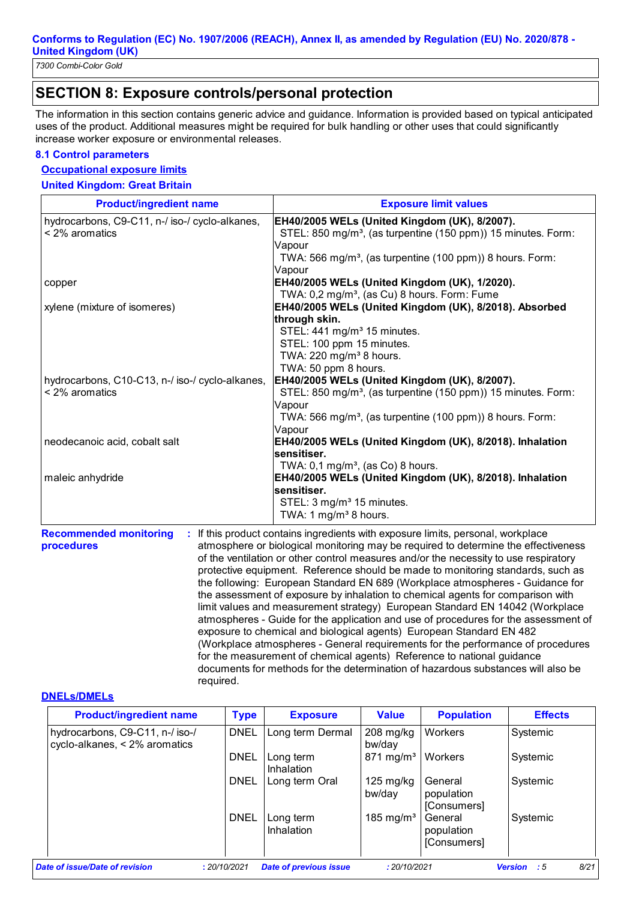## SECTION 8: Exposure controls/personal protection

The information in this section contains generic advice and guidance. Information is provided based on typical anticipated uses of the product. Additional measures might be required for bulk handling or other uses that could significantly increase worker exposure or environmental releases.

### 8.1 Control parameters

**Occupational exposure limits**

**United Kingdom: Great Britain**

| Product/ingredient name | Exposure limit values |
|---|---|
| hydrocarbons, C9-C11, n-/ iso-/ cyclo-alkanes, < 2% aromatics | **EH40/2005 WELs (United Kingdom (UK), 8/2007).** STEL: 850 mg/m³, (as turpentine (150 ppm)) 15 minutes. Form: Vapour TWA: 566 mg/m³, (as turpentine (100 ppm)) 8 hours. Form: Vapour |
| copper | **EH40/2005 WELs (United Kingdom (UK), 1/2020).** TWA: 0,2 mg/m³, (as Cu) 8 hours. Form: Fume |
| xylene (mixture of isomeres) | **EH40/2005 WELs (United Kingdom (UK), 8/2018). Absorbed through skin.** STEL: 441 mg/m³ 15 minutes. STEL: 100 ppm 15 minutes. TWA: 220 mg/m³ 8 hours. TWA: 50 ppm 8 hours. |
| hydrocarbons, C10-C13, n-/ iso-/ cyclo-alkanes, < 2% aromatics | **EH40/2005 WELs (United Kingdom (UK), 8/2007).** STEL: 850 mg/m³, (as turpentine (150 ppm)) 15 minutes. Form: Vapour TWA: 566 mg/m³, (as turpentine (100 ppm)) 8 hours. Form: Vapour |
| neodecanoic acid, cobalt salt | **EH40/2005 WELs (United Kingdom (UK), 8/2018). Inhalation sensitiser.** TWA: 0,1 mg/m³, (as Co) 8 hours. |
| maleic anhydride | **EH40/2005 WELs (United Kingdom (UK), 8/2018). Inhalation sensitiser.** STEL: 3 mg/m³ 15 minutes. TWA: 1 mg/m³ 8 hours. |

**Recommended monitoring procedures** : If this product contains ingredients with exposure limits, personal, workplace atmosphere or biological monitoring may be required to determine the effectiveness of the ventilation or other control measures and/or the necessity to use respiratory protective equipment. Reference should be made to monitoring standards, such as the following: European Standard EN 689 (Workplace atmospheres - Guidance for the assessment of exposure by inhalation to chemical agents for comparison with limit values and measurement strategy) European Standard EN 14042 (Workplace atmospheres - Guide for the application and use of procedures for the assessment of exposure to chemical and biological agents) European Standard EN 482 (Workplace atmospheres - General requirements for the performance of procedures for the measurement of chemical agents) Reference to national guidance documents for methods for the determination of hazardous substances will also be required.

**DNELs/DMELs**

| Product/ingredient name | Type | Exposure | Value | Population | Effects |
|---|---|---|---|---|---|
| hydrocarbons, C9-C11, n-/ iso-/ cyclo-alkanes, < 2% aromatics | DNEL | Long term Dermal | 208 mg/kg bw/day | Workers | Systemic |
| | DNEL | Long term Inhalation | 871 mg/m³ | Workers | Systemic |
| | DNEL | Long term Oral | 125 mg/kg bw/day | General population [Consumers] | Systemic |
| | DNEL | Long term Inhalation | 185 mg/m³ | General population [Consumers] | Systemic |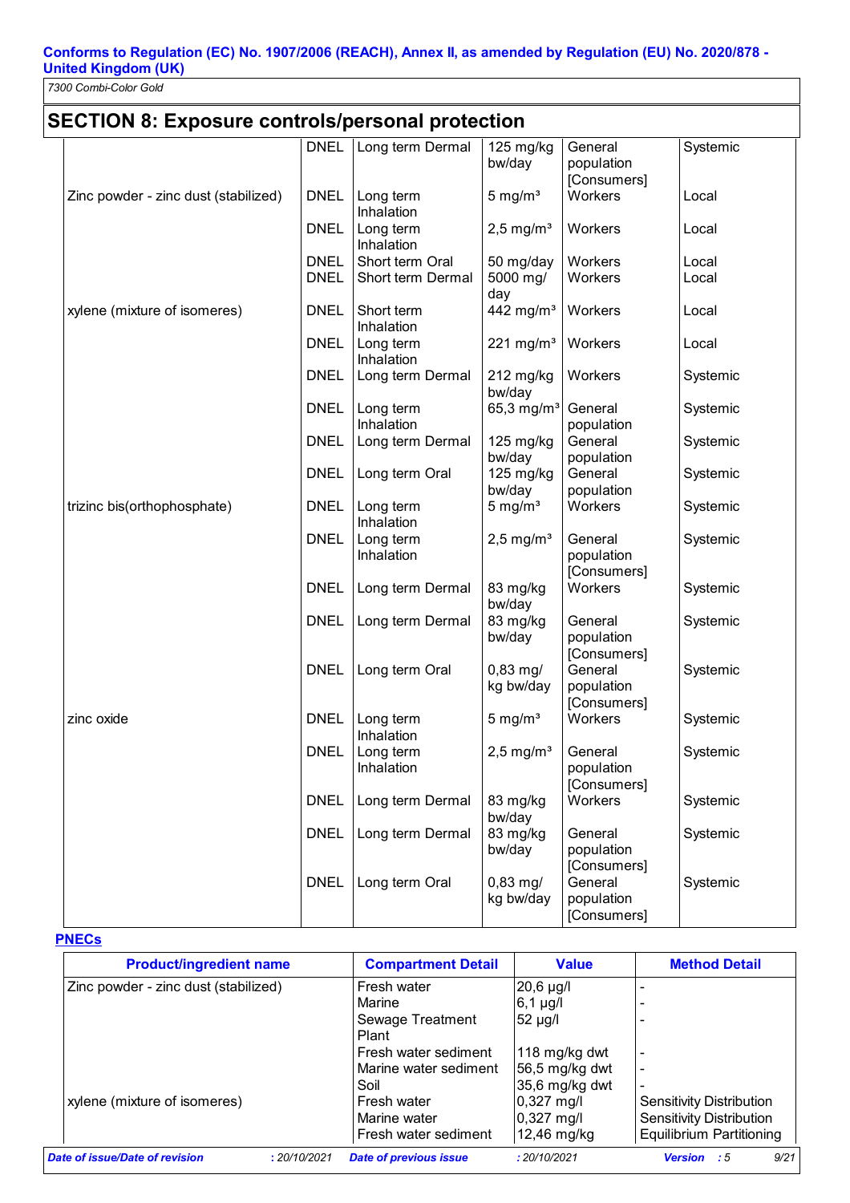## SECTION 8: Exposure controls/personal protection

| | | | | | |
|---|---|---|---|---|---|
| | DNEL | Long term Dermal | 125 mg/kg bw/day | General population [Consumers] | Systemic |
| Zinc powder - zinc dust (stabilized) | DNEL | Long term Inhalation | 5 mg/m³ | Workers | Local |
| | DNEL | Long term Inhalation | 2,5 mg/m³ | Workers | Local |
| | DNEL | Short term Oral | 50 mg/day | Workers | Local |
| | DNEL | Short term Dermal | 5000 mg/day | Workers | Local |
| xylene (mixture of isomeres) | DNEL | Short term Inhalation | 442 mg/m³ | Workers | Local |
| | DNEL | Long term Inhalation | 221 mg/m³ | Workers | Local |
| | DNEL | Long term Dermal | 212 mg/kg bw/day | Workers | Systemic |
| | DNEL | Long term Inhalation | 65,3 mg/m³ | General population | Systemic |
| | DNEL | Long term Dermal | 125 mg/kg bw/day | General population | Systemic |
| | DNEL | Long term Oral | 125 mg/kg bw/day | General population | Systemic |
| trizinc bis(orthophosphate) | DNEL | Long term Inhalation | 5 mg/m³ | Workers | Systemic |
| | DNEL | Long term Inhalation | 2,5 mg/m³ | General population [Consumers] | Systemic |
| | DNEL | Long term Dermal | 83 mg/kg bw/day | Workers | Systemic |
| | DNEL | Long term Dermal | 83 mg/kg bw/day | General population [Consumers] | Systemic |
| | DNEL | Long term Oral | 0,83 mg/kg bw/day | General population [Consumers] | Systemic |
| zinc oxide | DNEL | Long term Inhalation | 5 mg/m³ | Workers | Systemic |
| | DNEL | Long term Inhalation | 2,5 mg/m³ | General population [Consumers] | Systemic |
| | DNEL | Long term Dermal | 83 mg/kg bw/day | Workers | Systemic |
| | DNEL | Long term Dermal | 83 mg/kg bw/day | General population [Consumers] | Systemic |
| | DNEL | Long term Oral | 0,83 mg/kg bw/day | General population [Consumers] | Systemic |

**PNECs**

| Product/ingredient name | Compartment Detail | Value | Method Detail |
|---|---|---|---|
| Zinc powder - zinc dust (stabilized) | Fresh water | 20,6 µg/l | - |
| | Marine | 6,1 µg/l | - |
| | Sewage Treatment Plant | 52 µg/l | - |
| | Fresh water sediment | 118 mg/kg dwt | - |
| | Marine water sediment | 56,5 mg/kg dwt | - |
| | Soil | 35,6 mg/kg dwt | - |
| xylene (mixture of isomeres) | Fresh water | 0,327 mg/l | Sensitivity Distribution |
| | Marine water | 0,327 mg/l | Sensitivity Distribution |
| | Fresh water sediment | 12,46 mg/kg | Equilibrium Partitioning |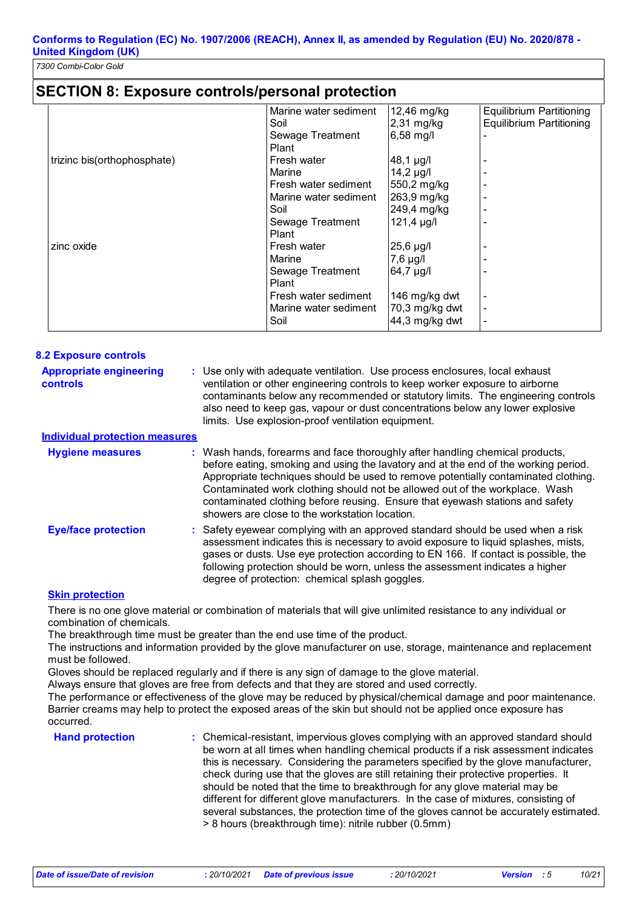## SECTION 8: Exposure controls/personal protection

| | | | |
|---|---|---|---|
| | Marine water sediment | 12,46 mg/kg | Equilibrium Partitioning |
| | Soil | 2,31 mg/kg | Equilibrium Partitioning |
| | Sewage Treatment Plant | 6,58 mg/l | - |
| trizinc bis(orthophosphate) | Fresh water | 48,1 µg/l | - |
| | Marine | 14,2 µg/l | - |
| | Fresh water sediment | 550,2 mg/kg | - |
| | Marine water sediment | 263,9 mg/kg | - |
| | Soil | 249,4 mg/kg | - |
| | Sewage Treatment Plant | 121,4 µg/l | - |
| zinc oxide | Fresh water | 25,6 µg/l | - |
| | Marine | 7,6 µg/l | - |
| | Sewage Treatment Plant | 64,7 µg/l | - |
| | Fresh water sediment | 146 mg/kg dwt | - |
| | Marine water sediment | 70,3 mg/kg dwt | - |
| | Soil | 44,3 mg/kg dwt | - |

### 8.2 Exposure controls

**Appropriate engineering controls** : Use only with adequate ventilation. Use process enclosures, local exhaust ventilation or other engineering controls to keep worker exposure to airborne contaminants below any recommended or statutory limits. The engineering controls also need to keep gas, vapour or dust concentrations below any lower explosive limits. Use explosion-proof ventilation equipment.

**Individual protection measures**

**Hygiene measures** : Wash hands, forearms and face thoroughly after handling chemical products, before eating, smoking and using the lavatory and at the end of the working period. Appropriate techniques should be used to remove potentially contaminated clothing. Contaminated work clothing should not be allowed out of the workplace. Wash contaminated clothing before reusing. Ensure that eyewash stations and safety showers are close to the workstation location.

**Eye/face protection** : Safety eyewear complying with an approved standard should be used when a risk assessment indicates this is necessary to avoid exposure to liquid splashes, mists, gases or dusts. Use eye protection according to EN 166. If contact is possible, the following protection should be worn, unless the assessment indicates a higher degree of protection: chemical splash goggles.

**Skin protection**

There is no one glove material or combination of materials that will give unlimited resistance to any individual or combination of chemicals.
The breakthrough time must be greater than the end use time of the product.
The instructions and information provided by the glove manufacturer on use, storage, maintenance and replacement must be followed.
Gloves should be replaced regularly and if there is any sign of damage to the glove material.
Always ensure that gloves are free from defects and that they are stored and used correctly.
The performance or effectiveness of the glove may be reduced by physical/chemical damage and poor maintenance.
Barrier creams may help to protect the exposed areas of the skin but should not be applied once exposure has occurred.

**Hand protection** : Chemical-resistant, impervious gloves complying with an approved standard should be worn at all times when handling chemical products if a risk assessment indicates this is necessary. Considering the parameters specified by the glove manufacturer, check during use that the gloves are still retaining their protective properties. It should be noted that the time to breakthrough for any glove material may be different for different glove manufacturers. In the case of mixtures, consisting of several substances, the protection time of the gloves cannot be accurately estimated.
> 8 hours (breakthrough time): nitrile rubber (0.5mm)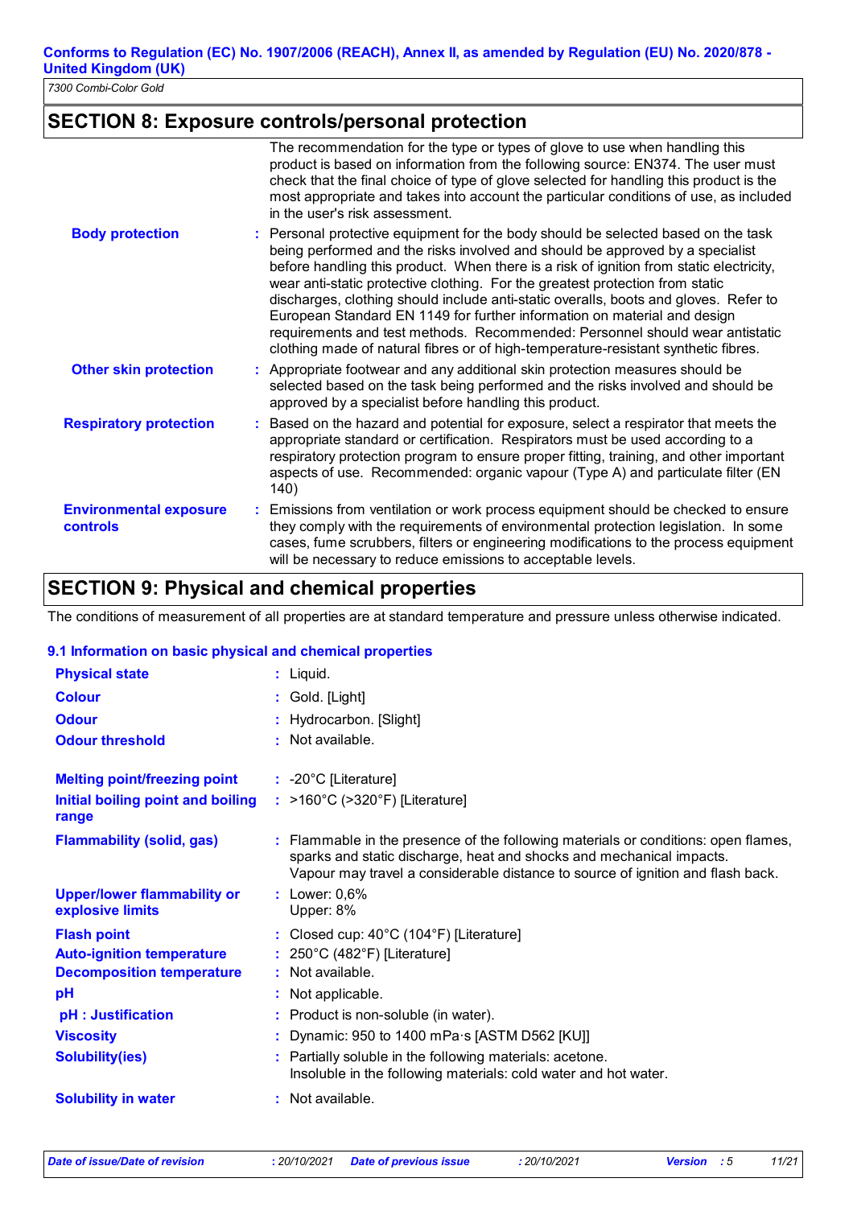## SECTION 8: Exposure controls/personal protection

The recommendation for the type or types of glove to use when handling this product is based on information from the following source: EN374. The user must check that the final choice of type of glove selected for handling this product is the most appropriate and takes into account the particular conditions of use, as included in the user's risk assessment.

**Body protection** : Personal protective equipment for the body should be selected based on the task being performed and the risks involved and should be approved by a specialist before handling this product. When there is a risk of ignition from static electricity, wear anti-static protective clothing. For the greatest protection from static discharges, clothing should include anti-static overalls, boots and gloves. Refer to European Standard EN 1149 for further information on material and design requirements and test methods. Recommended: Personnel should wear antistatic clothing made of natural fibres or of high-temperature-resistant synthetic fibres.

**Other skin protection** : Appropriate footwear and any additional skin protection measures should be selected based on the task being performed and the risks involved and should be approved by a specialist before handling this product.

**Respiratory protection** : Based on the hazard and potential for exposure, select a respirator that meets the appropriate standard or certification. Respirators must be used according to a respiratory protection program to ensure proper fitting, training, and other important aspects of use. Recommended: organic vapour (Type A) and particulate filter (EN 140)

**Environmental exposure controls** : Emissions from ventilation or work process equipment should be checked to ensure they comply with the requirements of environmental protection legislation. In some cases, fume scrubbers, filters or engineering modifications to the process equipment will be necessary to reduce emissions to acceptable levels.

## SECTION 9: Physical and chemical properties

The conditions of measurement of all properties are at standard temperature and pressure unless otherwise indicated.

### 9.1 Information on basic physical and chemical properties

**Physical state** : Liquid.

**Colour** : Gold. [Light]

**Odour** : Hydrocarbon. [Slight]

**Odour threshold** : Not available.

**Melting point/freezing point** : -20°C [Literature]

**Initial boiling point and boiling range** : >160°C (>320°F) [Literature]

**Flammability (solid, gas)** : Flammable in the presence of the following materials or conditions: open flames, sparks and static discharge, heat and shocks and mechanical impacts.
Vapour may travel a considerable distance to source of ignition and flash back.

**Upper/lower flammability or explosive limits** : Lower: 0,6%
Upper: 8%

**Flash point** : Closed cup: 40°C (104°F) [Literature]

**Auto-ignition temperature** : 250°C (482°F) [Literature]

**Decomposition temperature** : Not available.

**pH** : Not applicable.

**pH : Justification** : Product is non-soluble (in water).

**Viscosity** : Dynamic: 950 to 1400 mPa·s [ASTM D562 [KU]]

**Solubility(ies)** : Partially soluble in the following materials: acetone.
Insoluble in the following materials: cold water and hot water.

**Solubility in water** : Not available.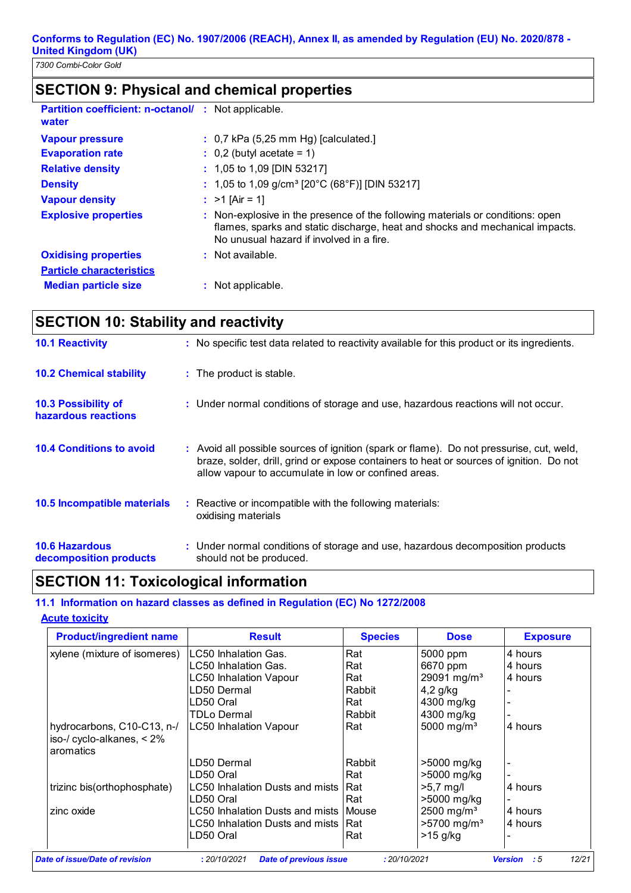**Conforms to Regulation (EC) No. 1907/2006 (REACH), Annex II, as amended by Regulation (EU) No. 2020/878 - United Kingdom (UK)**

*7300 Combi-Color Gold*

## SECTION 9: Physical and chemical properties

**Partition coefficient: n-octanol/ water** : Not applicable.

**Vapour pressure** : 0,7 kPa (5,25 mm Hg) [calculated.]

**Evaporation rate** : 0,2 (butyl acetate = 1)

**Relative density** : 1,05 to 1,09 [DIN 53217]

**Density** : 1,05 to 1,09 g/cm³ [20°C (68°F)] [DIN 53217]

**Vapour density** : >1 [Air = 1]

**Explosive properties** : Non-explosive in the presence of the following materials or conditions: open flames, sparks and static discharge, heat and shocks and mechanical impacts. No unusual hazard if involved in a fire.

**Oxidising properties** : Not available.

**Particle characteristics**

**Median particle size** : Not applicable.

## SECTION 10: Stability and reactivity

**10.1 Reactivity** : No specific test data related to reactivity available for this product or its ingredients.

**10.2 Chemical stability** : The product is stable.

**10.3 Possibility of hazardous reactions** : Under normal conditions of storage and use, hazardous reactions will not occur.

**10.4 Conditions to avoid** : Avoid all possible sources of ignition (spark or flame). Do not pressurise, cut, weld, braze, solder, drill, grind or expose containers to heat or sources of ignition. Do not allow vapour to accumulate in low or confined areas.

**10.5 Incompatible materials** : Reactive or incompatible with the following materials: oxidising materials

**10.6 Hazardous decomposition products** : Under normal conditions of storage and use, hazardous decomposition products should not be produced.

## SECTION 11: Toxicological information

### 11.1 Information on hazard classes as defined in Regulation (EC) No 1272/2008

**Acute toxicity**

| Product/ingredient name | Result | Species | Dose | Exposure |
|---|---|---|---|---|
| xylene (mixture of isomeres) | LC50 Inhalation Gas. | Rat | 5000 ppm | 4 hours |
| | LC50 Inhalation Gas. | Rat | 6670 ppm | 4 hours |
| | LC50 Inhalation Vapour | Rat | 29091 mg/m³ | 4 hours |
| | LD50 Dermal | Rabbit | 4,2 g/kg | - |
| | LD50 Oral | Rat | 4300 mg/kg | - |
| | TDLo Dermal | Rabbit | 4300 mg/kg | - |
| hydrocarbons, C10-C13, n-/ iso-/ cyclo-alkanes, < 2% aromatics | LC50 Inhalation Vapour | Rat | 5000 mg/m³ | 4 hours |
| | LD50 Dermal | Rabbit | >5000 mg/kg | - |
| | LD50 Oral | Rat | >5000 mg/kg | - |
| trizinc bis(orthophosphate) | LC50 Inhalation Dusts and mists | Rat | >5,7 mg/l | 4 hours |
| | LD50 Oral | Rat | >5000 mg/kg | - |
| zinc oxide | LC50 Inhalation Dusts and mists | Mouse | 2500 mg/m³ | 4 hours |
| | LC50 Inhalation Dusts and mists | Rat | >5700 mg/m³ | 4 hours |
| | LD50 Oral | Rat | >15 g/kg | - |

*Date of issue/Date of revision* : 20/10/2021 *Date of previous issue* : 20/10/2021 *Version* : 5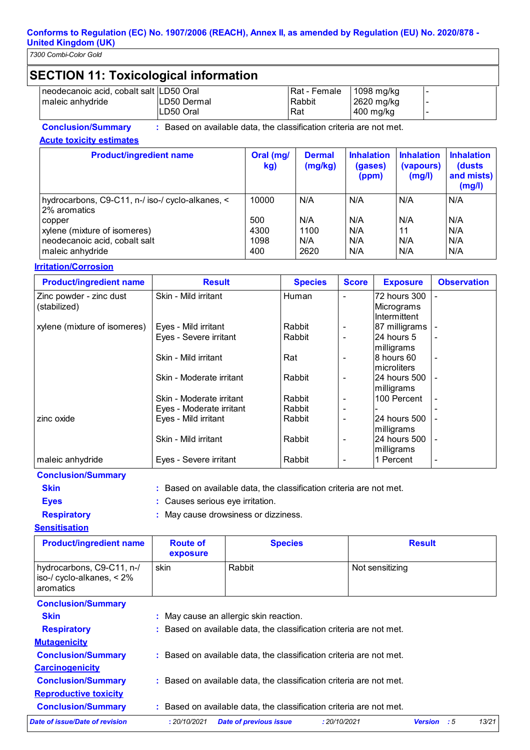## SECTION 11: Toxicological information

| | | | | |
|---|---|---|---|---|
| neodecanoic acid, cobalt salt | LD50 Oral | Rat - Female | 1098 mg/kg | - |
| maleic anhydride | LD50 Dermal | Rabbit | 2620 mg/kg | - |
| | LD50 Oral | Rat | 400 mg/kg | - |

**Conclusion/Summary** : Based on available data, the classification criteria are not met.

**Acute toxicity estimates**

| Product/ingredient name | Oral (mg/kg) | Dermal (mg/kg) | Inhalation (gases) (ppm) | Inhalation (vapours) (mg/l) | Inhalation (dusts and mists) (mg/l) |
|---|---|---|---|---|---|
| hydrocarbons, C9-C11, n-/ iso-/ cyclo-alkanes, < 2% aromatics | 10000 | N/A | N/A | N/A | N/A |
| copper | 500 | N/A | N/A | N/A | N/A |
| xylene (mixture of isomeres) | 4300 | 1100 | N/A | 11 | N/A |
| neodecanoic acid, cobalt salt | 1098 | N/A | N/A | N/A | N/A |
| maleic anhydride | 400 | 2620 | N/A | N/A | N/A |

**Irritation/Corrosion**

| Product/ingredient name | Result | Species | Score | Exposure | Observation |
|---|---|---|---|---|---|
| Zinc powder - zinc dust (stabilized) | Skin - Mild irritant | Human | - | 72 hours 300 Micrograms Intermittent | - |
| xylene (mixture of isomeres) | Eyes - Mild irritant | Rabbit | - | 87 milligrams | - |
| | Eyes - Severe irritant | Rabbit | - | 24 hours 5 milligrams | - |
| | Skin - Mild irritant | Rat | - | 8 hours 60 microliters | - |
| | Skin - Moderate irritant | Rabbit | - | 24 hours 500 milligrams | - |
| | Skin - Moderate irritant | Rabbit | - | 100 Percent | - |
| | Eyes - Moderate irritant | Rabbit | - | - | - |
| zinc oxide | Eyes - Mild irritant | Rabbit | - | 24 hours 500 milligrams | - |
| | Skin - Mild irritant | Rabbit | - | 24 hours 500 milligrams | - |
| maleic anhydride | Eyes - Severe irritant | Rabbit | - | 1 Percent | - |

**Conclusion/Summary**

**Skin** : Based on available data, the classification criteria are not met.

**Eyes** : Causes serious eye irritation.

**Respiratory** : May cause drowsiness or dizziness.

**Sensitisation**

| Product/ingredient name | Route of exposure | Species | Result |
|---|---|---|---|
| hydrocarbons, C9-C11, n-/ iso-/ cyclo-alkanes, < 2% aromatics | skin | Rabbit | Not sensitizing |

**Conclusion/Summary**

**Skin** : May cause an allergic skin reaction.

**Respiratory** : Based on available data, the classification criteria are not met.

**Mutagenicity**

**Conclusion/Summary** : Based on available data, the classification criteria are not met.

**Carcinogenicity**

**Conclusion/Summary** : Based on available data, the classification criteria are not met.

**Reproductive toxicity**

**Conclusion/Summary** : Based on available data, the classification criteria are not met.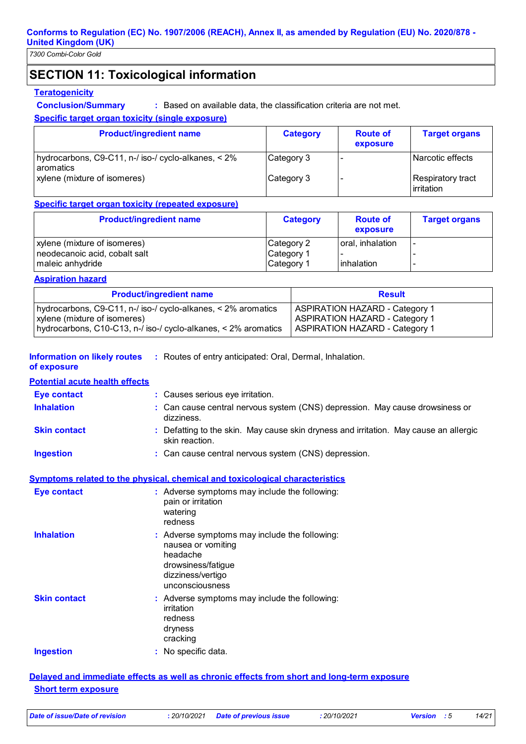## SECTION 11: Toxicological information

**Teratogenicity**

**Conclusion/Summary** : Based on available data, the classification criteria are not met.

**Specific target organ toxicity (single exposure)**

| Product/ingredient name | Category | Route of exposure | Target organs |
|---|---|---|---|
| hydrocarbons, C9-C11, n-/ iso-/ cyclo-alkanes, < 2% aromatics | Category 3 | - | Narcotic effects |
| xylene (mixture of isomeres) | Category 3 | - | Respiratory tract irritation |

**Specific target organ toxicity (repeated exposure)**

| Product/ingredient name | Category | Route of exposure | Target organs |
|---|---|---|---|
| xylene (mixture of isomeres) | Category 2 | oral, inhalation | - |
| neodecanoic acid, cobalt salt | Category 1 | - | - |
| maleic anhydride | Category 1 | inhalation | - |

**Aspiration hazard**

| Product/ingredient name | Result |
|---|---|
| hydrocarbons, C9-C11, n-/ iso-/ cyclo-alkanes, < 2% aromatics | ASPIRATION HAZARD - Category 1 |
| xylene (mixture of isomeres) | ASPIRATION HAZARD - Category 1 |
| hydrocarbons, C10-C13, n-/ iso-/ cyclo-alkanes, < 2% aromatics | ASPIRATION HAZARD - Category 1 |

**Information on likely routes of exposure** : Routes of entry anticipated: Oral, Dermal, Inhalation.

**Potential acute health effects**

**Eye contact** : Causes serious eye irritation.

**Inhalation** : Can cause central nervous system (CNS) depression. May cause drowsiness or dizziness.

**Skin contact** : Defatting to the skin. May cause skin dryness and irritation. May cause an allergic skin reaction.

**Ingestion** : Can cause central nervous system (CNS) depression.

**Symptoms related to the physical, chemical and toxicological characteristics**

**Eye contact** : Adverse symptoms may include the following:
pain or irritation
watering
redness

**Inhalation** : Adverse symptoms may include the following:
nausea or vomiting
headache
drowsiness/fatigue
dizziness/vertigo
unconsciousness

**Skin contact** : Adverse symptoms may include the following:
irritation
redness
dryness
cracking

**Ingestion** : No specific data.

**Delayed and immediate effects as well as chronic effects from short and long-term exposure**

**Short term exposure**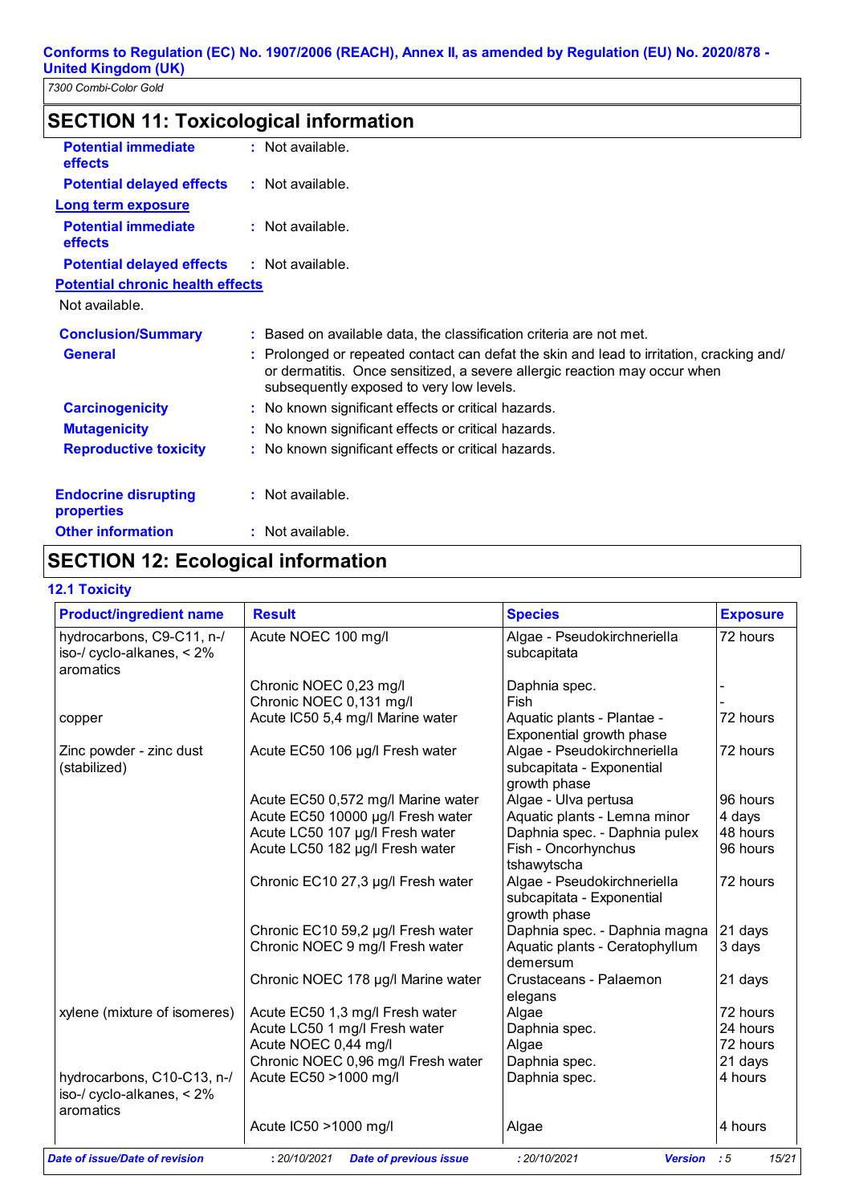## SECTION 11: Toxicological information

**Potential immediate effects** : Not available.

**Potential delayed effects** : Not available.

**Long term exposure**

**Potential immediate effects** : Not available.

**Potential delayed effects** : Not available.

**Potential chronic health effects**

Not available.

**Conclusion/Summary** : Based on available data, the classification criteria are not met.

**General** : Prolonged or repeated contact can defat the skin and lead to irritation, cracking and/ or dermatitis. Once sensitized, a severe allergic reaction may occur when subsequently exposed to very low levels.

**Carcinogenicity** : No known significant effects or critical hazards.

**Mutagenicity** : No known significant effects or critical hazards.

**Reproductive toxicity** : No known significant effects or critical hazards.

**Endocrine disrupting properties** : Not available.

**Other information** : Not available.

## SECTION 12: Ecological information

### 12.1 Toxicity

| Product/ingredient name | Result | Species | Exposure |
|---|---|---|---|
| hydrocarbons, C9-C11, n-/ iso-/ cyclo-alkanes, < 2% aromatics | Acute NOEC 100 mg/l | Algae - Pseudokirchneriella subcapitata | 72 hours |
| | Chronic NOEC 0,23 mg/l | Daphnia spec. | - |
| | Chronic NOEC 0,131 mg/l | Fish | - |
| copper | Acute IC50 5,4 mg/l Marine water | Aquatic plants - Plantae - Exponential growth phase | 72 hours |
| Zinc powder - zinc dust (stabilized) | Acute EC50 106 µg/l Fresh water | Algae - Pseudokirchneriella subcapitata - Exponential growth phase | 72 hours |
| | Acute EC50 0,572 mg/l Marine water | Algae - Ulva pertusa | 96 hours |
| | Acute EC50 10000 µg/l Fresh water | Aquatic plants - Lemna minor | 4 days |
| | Acute LC50 107 µg/l Fresh water | Daphnia spec. - Daphnia pulex | 48 hours |
| | Acute LC50 182 µg/l Fresh water | Fish - Oncorhynchus tshawytscha | 96 hours |
| | Chronic EC10 27,3 µg/l Fresh water | Algae - Pseudokirchneriella subcapitata - Exponential growth phase | 72 hours |
| | Chronic EC10 59,2 µg/l Fresh water | Daphnia spec. - Daphnia magna | 21 days |
| | Chronic NOEC 9 mg/l Fresh water | Aquatic plants - Ceratophyllum demersum | 3 days |
| | Chronic NOEC 178 µg/l Marine water | Crustaceans - Palaemon elegans | 21 days |
| xylene (mixture of isomeres) | Acute EC50 1,3 mg/l Fresh water | Algae | 72 hours |
| | Acute LC50 1 mg/l Fresh water | Daphnia spec. | 24 hours |
| | Acute NOEC 0,44 mg/l | Algae | 72 hours |
| | Chronic NOEC 0,96 mg/l Fresh water | Daphnia spec. | 21 days |
| hydrocarbons, C10-C13, n-/ iso-/ cyclo-alkanes, < 2% aromatics | Acute EC50 >1000 mg/l | Daphnia spec. | 4 hours |
| | Acute IC50 >1000 mg/l | Algae | 4 hours |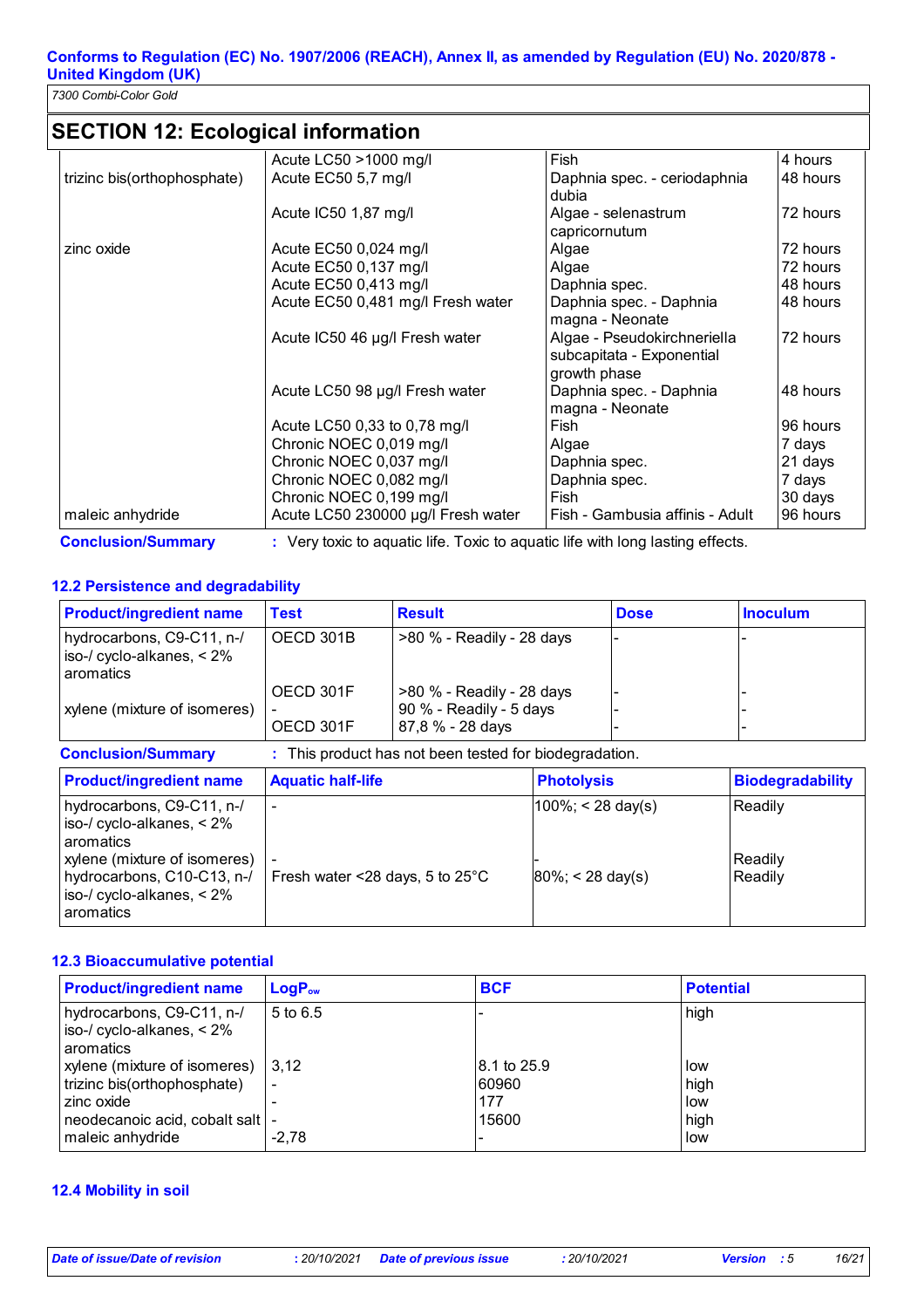## SECTION 12: Ecological information

| | | | |
|---|---|---|---|
| | Acute LC50 >1000 mg/l | Fish | 4 hours |
| trizinc bis(orthophosphate) | Acute EC50 5,7 mg/l | Daphnia spec. - ceriodaphnia dubia | 48 hours |
| | Acute IC50 1,87 mg/l | Algae - selenastrum capricornutum | 72 hours |
| zinc oxide | Acute EC50 0,024 mg/l | Algae | 72 hours |
| | Acute EC50 0,137 mg/l | Algae | 72 hours |
| | Acute EC50 0,413 mg/l | Daphnia spec. | 48 hours |
| | Acute EC50 0,481 mg/l Fresh water | Daphnia spec. - Daphnia magna - Neonate | 48 hours |
| | Acute IC50 46 µg/l Fresh water | Algae - Pseudokirchneriella subcapitata - Exponential growth phase | 72 hours |
| | Acute LC50 98 µg/l Fresh water | Daphnia spec. - Daphnia magna - Neonate | 48 hours |
| | Acute LC50 0,33 to 0,78 mg/l | Fish | 96 hours |
| | Chronic NOEC 0,019 mg/l | Algae | 7 days |
| | Chronic NOEC 0,037 mg/l | Daphnia spec. | 21 days |
| | Chronic NOEC 0,082 mg/l | Daphnia spec. | 7 days |
| | Chronic NOEC 0,199 mg/l | Fish | 30 days |
| maleic anhydride | Acute LC50 230000 µg/l Fresh water | Fish - Gambusia affinis - Adult | 96 hours |

**Conclusion/Summary** : Very toxic to aquatic life. Toxic to aquatic life with long lasting effects.

### 12.2 Persistence and degradability

| Product/ingredient name | Test | Result | Dose | Inoculum |
|---|---|---|---|---|
| hydrocarbons, C9-C11, n-/iso-/ cyclo-alkanes, < 2% aromatics | OECD 301B | >80 % - Readily - 28 days | - | - |
| | OECD 301F | >80 % - Readily - 28 days | - | - |
| xylene (mixture of isomers) | - | 90 % - Readily - 5 days | - | - |
| | OECD 301F | 87,8 % - 28 days | - | - |

**Conclusion/Summary** : This product has not been tested for biodegradation.

| Product/ingredient name | Aquatic half-life | Photolysis | Biodegradability |
|---|---|---|---|
| hydrocarbons, C9-C11, n-/iso-/ cyclo-alkanes, < 2% aromatics | - | 100%; < 28 day(s) | Readily |
| xylene (mixture of isomers) | - | - | Readily |
| hydrocarbons, C10-C13, n-/iso-/ cyclo-alkanes, < 2% aromatics | Fresh water <28 days, 5 to 25°C | 80%; < 28 day(s) | Readily |

### 12.3 Bioaccumulative potential

| Product/ingredient name | $LogP_{ow}$ | BCF | Potential |
|---|---|---|---|
| hydrocarbons, C9-C11, n-/iso-/ cyclo-alkanes, < 2% aromatics | 5 to 6.5 | - | high |
| xylene (mixture of isomers) | 3,12 | 8.1 to 25.9 | low |
| trizinc bis(orthophosphate) | - | 60960 | high |
| zinc oxide | - | 177 | low |
| neodecanoic acid, cobalt salt | - | 15600 | high |
| maleic anhydride | -2,78 | - | low |

### 12.4 Mobility in soil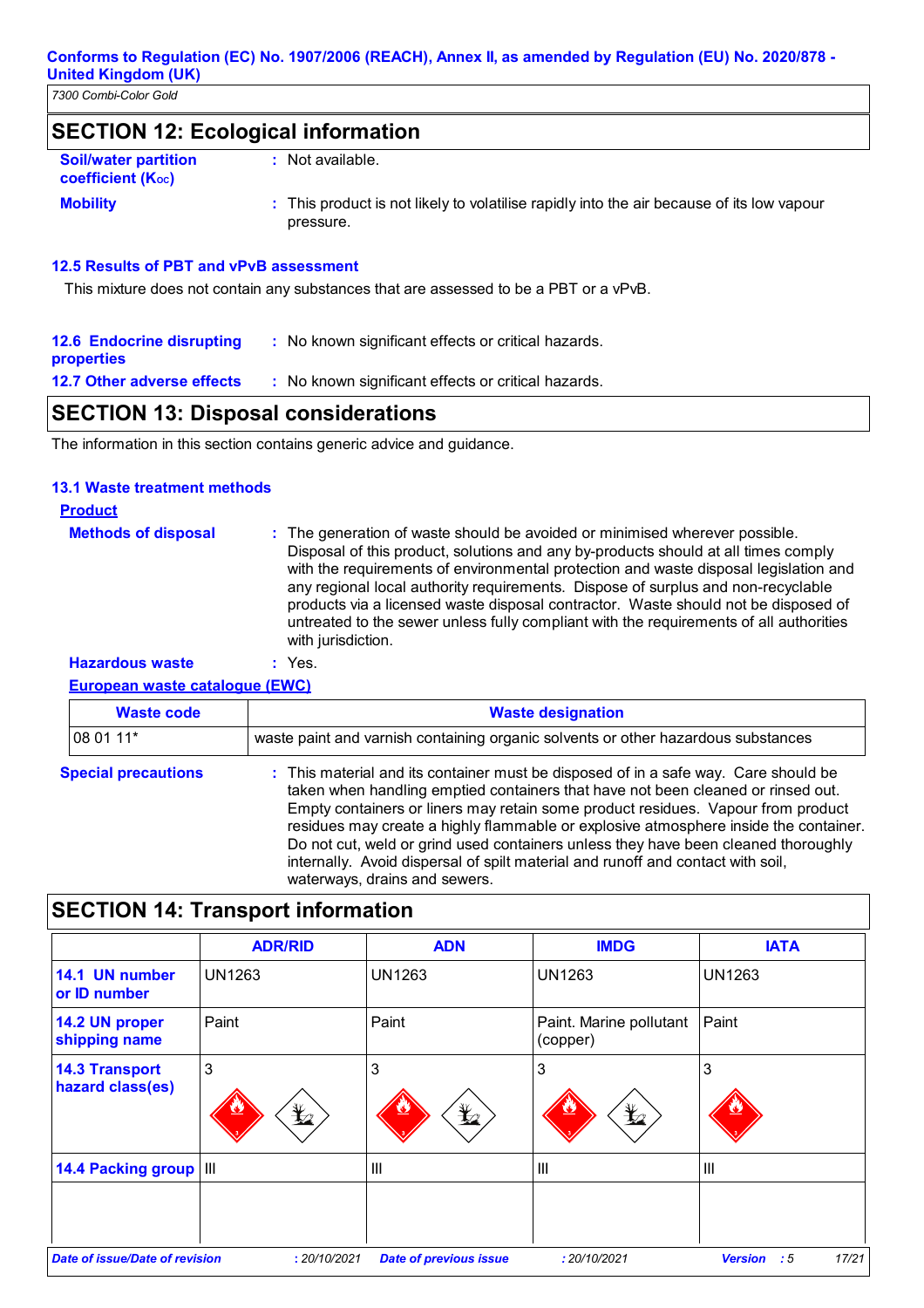**7300 Combi-Color Gold**

## SECTION 12: Ecological information

**Soil/water partition coefficient ($K_{OC}$)** : Not available.

**Mobility** : This product is not likely to volatilise rapidly into the air because of its low vapour pressure.

### 12.5 Results of PBT and vPvB assessment

This mixture does not contain any substances that are assessed to be a PBT or a vPvB.

**12.6 Endocrine disrupting properties** : No known significant effects or critical hazards.

**12.7 Other adverse effects** : No known significant effects or critical hazards.

## SECTION 13: Disposal considerations

The information in this section contains generic advice and guidance.

### 13.1 Waste treatment methods

**Product**

**Methods of disposal** : The generation of waste should be avoided or minimised wherever possible. Disposal of this product, solutions and any by-products should at all times comply with the requirements of environmental protection and waste disposal legislation and any regional local authority requirements. Dispose of surplus and non-recyclable products via a licensed waste disposal contractor. Waste should not be disposed of untreated to the sewer unless fully compliant with the requirements of all authorities with jurisdiction.

**Hazardous waste** : Yes.

**European waste catalogue (EWC)**

| Waste code | Waste designation |
|---|---|
| 08 01 11* | waste paint and varnish containing organic solvents or other hazardous substances |

**Special precautions** : This material and its container must be disposed of in a safe way. Care should be taken when handling emptied containers that have not been cleaned or rinsed out. Empty containers or liners may retain some product residues. Vapour from product residues may create a highly flammable or explosive atmosphere inside the container. Do not cut, weld or grind used containers unless they have been cleaned thoroughly internally. Avoid dispersal of spilt material and runoff and contact with soil, waterways, drains and sewers.

## SECTION 14: Transport information

| | ADR/RID | ADN | IMDG | IATA |
|---|---|---|---|---|
| **14.1 UN number or ID number** | UN1263 | UN1263 | UN1263 | UN1263 |
| **14.2 UN proper shipping name** | Paint | Paint | Paint. Marine pollutant (copper) | Paint |
| **14.3 Transport hazard class(es)** | 3 | 3 | 3 | 3 |
| **14.4 Packing group** | III | III | III | III |
| | | | | |

**Date of issue/Date of revision** : 20/10/2021 **Date of previous issue** : 20/10/2021 **Version** : 5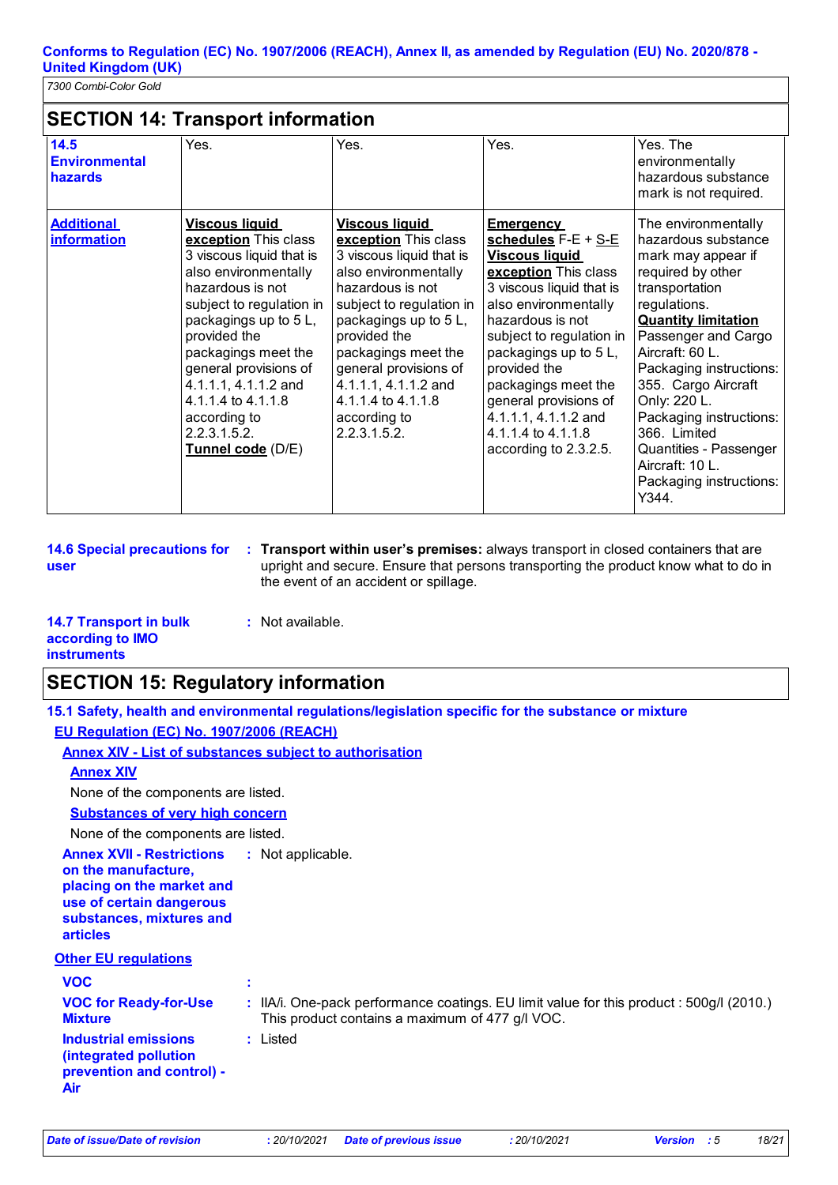Conforms to Regulation (EC) No. 1907/2006 (REACH), Annex II, as amended by Regulation (EU) No. 2020/878 - United Kingdom (UK)

*7300 Combi-Color Gold*

## SECTION 14: Transport information

| | | | | |
|---|---|---|---|---|
| **14.5 Environmental hazards** | Yes. | Yes. | Yes. | Yes. The environmentally hazardous substance mark is not required. |
| **Additional information** | **Viscous liquid exception** This class 3 viscous liquid that is also environmentally hazardous is not subject to regulation in packagings up to 5 L, provided the packagings meet the general provisions of 4.1.1.1, 4.1.1.2 and 4.1.1.4 to 4.1.1.8 according to 2.2.3.1.5.2. **Tunnel code** (D/E) | **Viscous liquid exception** This class 3 viscous liquid that is also environmentally hazardous is not subject to regulation in packagings up to 5 L, provided the packagings meet the general provisions of 4.1.1.1, 4.1.1.2 and 4.1.1.4 to 4.1.1.8 according to 2.2.3.1.5.2. | **Emergency schedules** F-E + S-E **Viscous liquid exception** This class 3 viscous liquid that is also environmentally hazardous is not subject to regulation in packagings up to 5 L, provided the packagings meet the general provisions of 4.1.1.1, 4.1.1.2 and 4.1.1.4 to 4.1.1.8 according to 2.3.2.5. | The environmentally hazardous substance mark may appear if required by other transportation regulations. **Quantity limitation** Passenger and Cargo Aircraft: 60 L. Packaging instructions: 355. Cargo Aircraft Only: 220 L. Packaging instructions: 366. Limited Quantities - Passenger Aircraft: 10 L. Packaging instructions: Y344. |

**14.6 Special precautions for user** : **Transport within user's premises:** always transport in closed containers that are upright and secure. Ensure that persons transporting the product know what to do in the event of an accident or spillage.

**14.7 Transport in bulk according to IMO instruments** : Not available.

## SECTION 15: Regulatory information

**15.1 Safety, health and environmental regulations/legislation specific for the substance or mixture**

**EU Regulation (EC) No. 1907/2006 (REACH)**

**Annex XIV - List of substances subject to authorisation**

**Annex XIV**

None of the components are listed.

**Substances of very high concern**

None of the components are listed.

**Annex XVII - Restrictions on the manufacture, placing on the market and use of certain dangerous substances, mixtures and articles** : Not applicable.

**Other EU regulations**

**VOC** :

**VOC for Ready-for-Use Mixture** : IIA/i. One-pack performance coatings. EU limit value for this product : 500g/l (2010.) This product contains a maximum of 477 g/l VOC.

**Industrial emissions (integrated pollution prevention and control) - Air** : Listed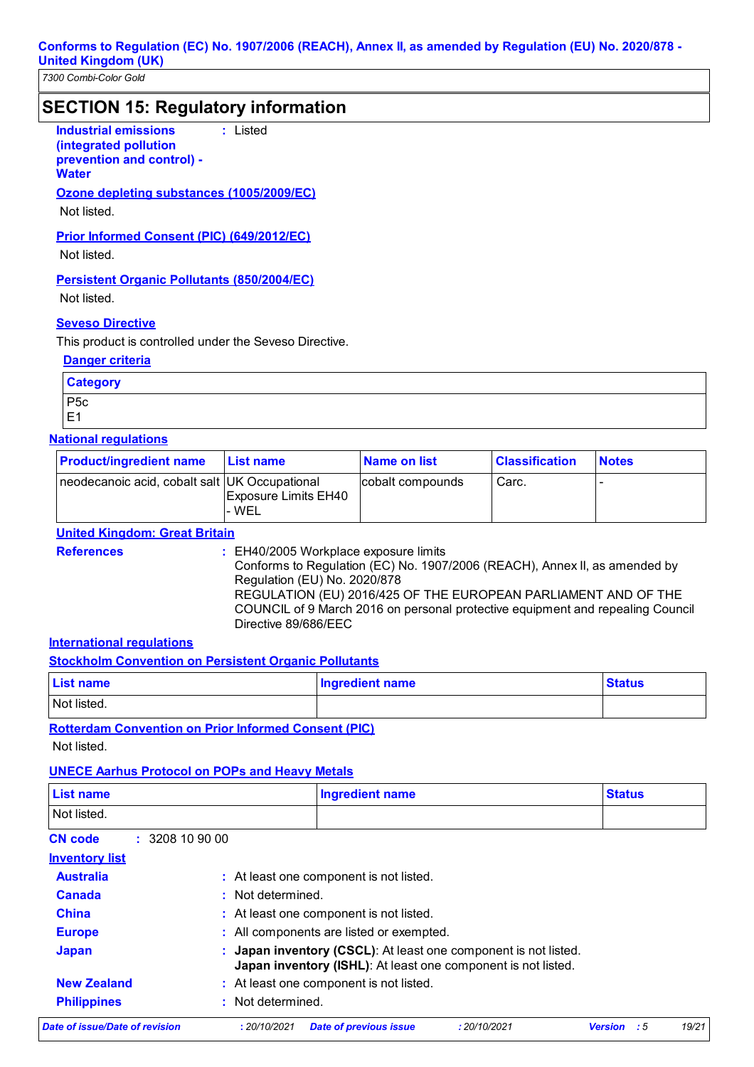## SECTION 15: Regulatory information

**Industrial emissions (integrated pollution prevention and control) - Water** : Listed

**Ozone depleting substances (1005/2009/EC)**

Not listed.

**Prior Informed Consent (PIC) (649/2012/EC)**

Not listed.

**Persistent Organic Pollutants (850/2004/EC)**

Not listed.

**Seveso Directive**

This product is controlled under the Seveso Directive.

**Danger criteria**

| Category |
|---|
| P5c<br>E1 |

**National regulations**

| Product/ingredient name | List name | Name on list | Classification | Notes |
|---|---|---|---|---|
| neodecanoic acid, cobalt salt | UK Occupational Exposure Limits EH40 - WEL | cobalt compounds | Carc. | - |

**United Kingdom: Great Britain**

**References** : EH40/2005 Workplace exposure limits
Conforms to Regulation (EC) No. 1907/2006 (REACH), Annex II, as amended by Regulation (EU) No. 2020/878
REGULATION (EU) 2016/425 OF THE EUROPEAN PARLIAMENT AND OF THE COUNCIL of 9 March 2016 on personal protective equipment and repealing Council Directive 89/686/EEC

**International regulations**

**Stockholm Convention on Persistent Organic Pollutants**

| List name | Ingredient name | Status |
|---|---|---|
| Not listed. | | |

**Rotterdam Convention on Prior Informed Consent (PIC)**

Not listed.

**UNECE Aarhus Protocol on POPs and Heavy Metals**

| List name | Ingredient name | Status |
|---|---|---|
| Not listed. | | |

**CN code** : 3208 10 90 00

**Inventory list**

**Australia** : At least one component is not listed.
**Canada** : Not determined.
**China** : At least one component is not listed.
**Europe** : All components are listed or exempted.
**Japan** : **Japan inventory (CSCL)**: At least one component is not listed.
**Japan inventory (ISHL)**: At least one component is not listed.
**New Zealand** : At least one component is not listed.
**Philippines** : Not determined.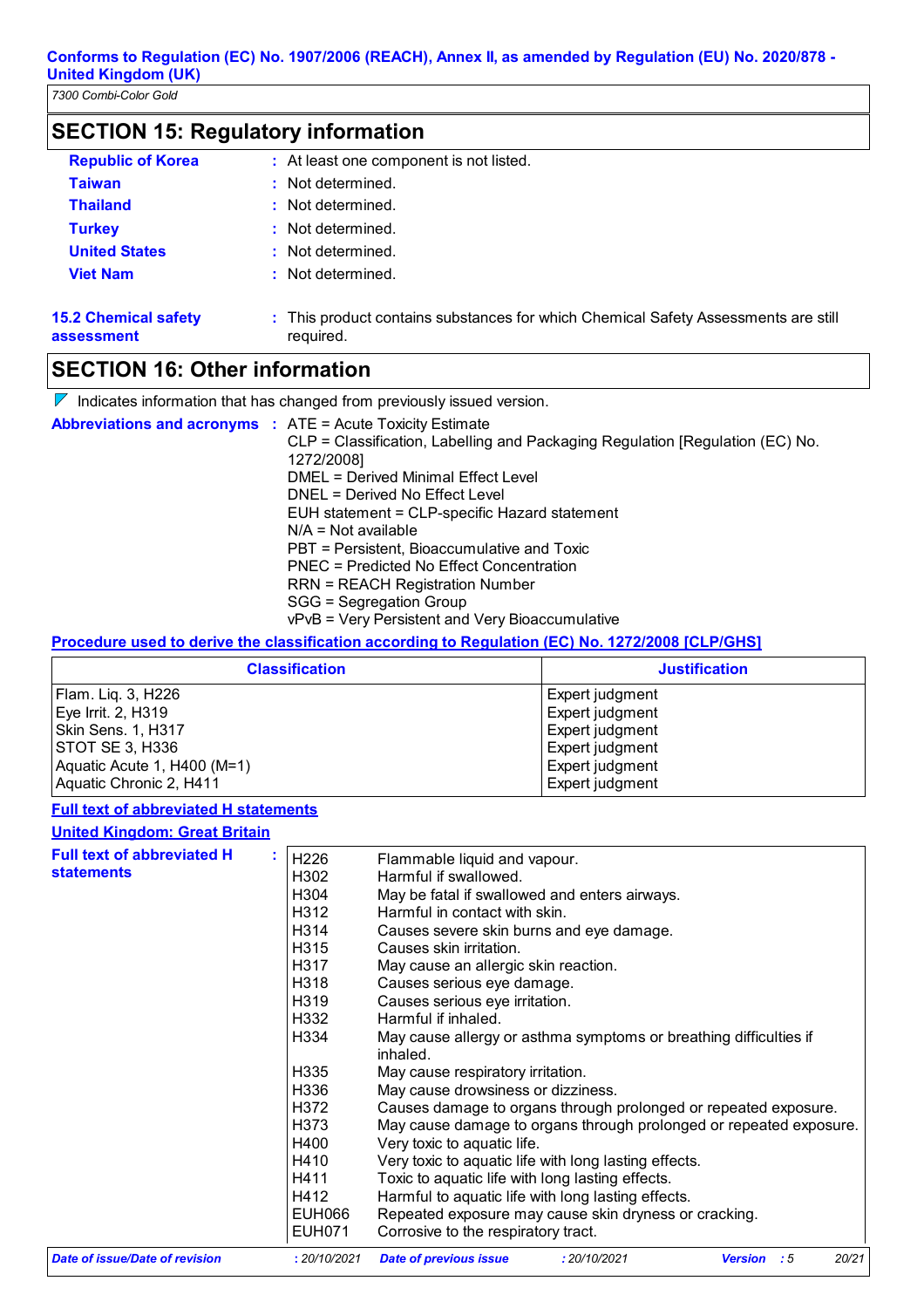## SECTION 15: Regulatory information

| | |
|---|---|
| **Republic of Korea** | : At least one component is not listed. |
| **Taiwan** | : Not determined. |
| **Thailand** | : Not determined. |
| **Turkey** | : Not determined. |
| **United States** | : Not determined. |
| **Viet Nam** | : Not determined. |

**15.2 Chemical safety assessment** : This product contains substances for which Chemical Safety Assessments are still required.

## SECTION 16: Other information

Indicates information that has changed from previously issued version.

**Abbreviations and acronyms** :
ATE = Acute Toxicity Estimate
CLP = Classification, Labelling and Packaging Regulation [Regulation (EC) No. 1272/2008]
DMEL = Derived Minimal Effect Level
DNEL = Derived No Effect Level
EUH statement = CLP-specific Hazard statement
N/A = Not available
PBT = Persistent, Bioaccumulative and Toxic
PNEC = Predicted No Effect Concentration
RRN = REACH Registration Number
SGG = Segregation Group
vPvB = Very Persistent and Very Bioaccumulative

**Procedure used to derive the classification according to Regulation (EC) No. 1272/2008 [CLP/GHS]**

| Classification | Justification |
|---|---|
| Flam. Liq. 3, H226 | Expert judgment |
| Eye Irrit. 2, H319 | Expert judgment |
| Skin Sens. 1, H317 | Expert judgment |
| STOT SE 3, H336 | Expert judgment |
| Aquatic Acute 1, H400 (M=1) | Expert judgment |
| Aquatic Chronic 2, H411 | Expert judgment |

**Full text of abbreviated H statements**

**United Kingdom: Great Britain**

**Full text of abbreviated H statements** :

| | |
|---|---|
| H226 | Flammable liquid and vapour. |
| H302 | Harmful if swallowed. |
| H304 | May be fatal if swallowed and enters airways. |
| H312 | Harmful in contact with skin. |
| H314 | Causes severe skin burns and eye damage. |
| H315 | Causes skin irritation. |
| H317 | May cause an allergic skin reaction. |
| H318 | Causes serious eye damage. |
| H319 | Causes serious eye irritation. |
| H332 | Harmful if inhaled. |
| H334 | May cause allergy or asthma symptoms or breathing difficulties if inhaled. |
| H335 | May cause respiratory irritation. |
| H336 | May cause drowsiness or dizziness. |
| H372 | Causes damage to organs through prolonged or repeated exposure. |
| H373 | May cause damage to organs through prolonged or repeated exposure. |
| H400 | Very toxic to aquatic life. |
| H410 | Very toxic to aquatic life with long lasting effects. |
| H411 | Toxic to aquatic life with long lasting effects. |
| H412 | Harmful to aquatic life with long lasting effects. |
| EUH066 | Repeated exposure may cause skin dryness or cracking. |
| EUH071 | Corrosive to the respiratory tract. |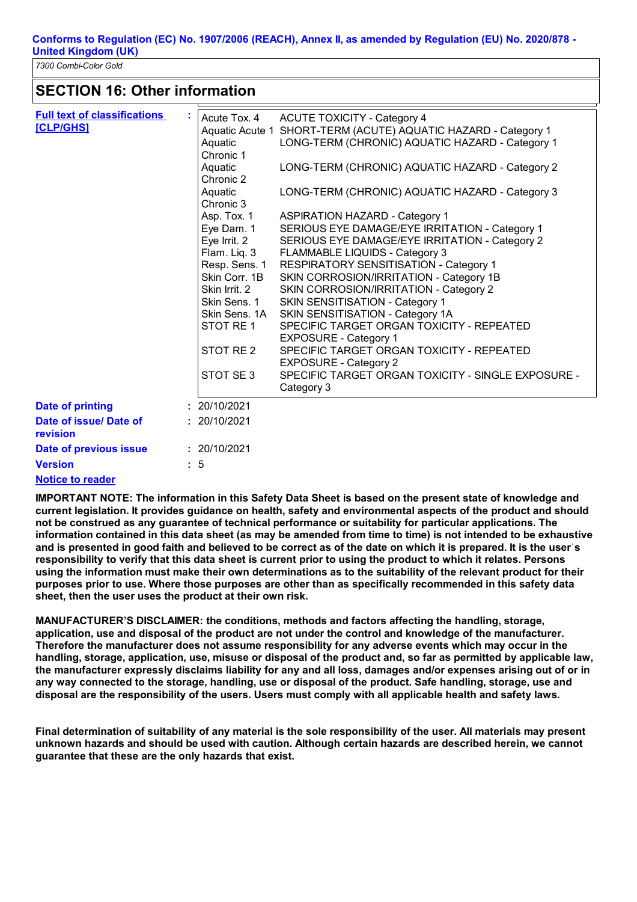**Conforms to Regulation (EC) No. 1907/2006 (REACH), Annex II, as amended by Regulation (EU) No. 2020/878 - United Kingdom (UK)**

*7300 Combi-Color Gold*

## SECTION 16: Other information

**Full text of classifications [CLP/GHS]** :

| | |
|---|---|
| Acute Tox. 4 | ACUTE TOXICITY - Category 4 |
| Aquatic Acute 1 | SHORT-TERM (ACUTE) AQUATIC HAZARD - Category 1 |
| Aquatic Chronic 1 | LONG-TERM (CHRONIC) AQUATIC HAZARD - Category 1 |
| Aquatic Chronic 2 | LONG-TERM (CHRONIC) AQUATIC HAZARD - Category 2 |
| Aquatic Chronic 3 | LONG-TERM (CHRONIC) AQUATIC HAZARD - Category 3 |
| Asp. Tox. 1 | ASPIRATION HAZARD - Category 1 |
| Eye Dam. 1 | SERIOUS EYE DAMAGE/EYE IRRITATION - Category 1 |
| Eye Irrit. 2 | SERIOUS EYE DAMAGE/EYE IRRITATION - Category 2 |
| Flam. Liq. 3 | FLAMMABLE LIQUIDS - Category 3 |
| Resp. Sens. 1 | RESPIRATORY SENSITISATION - Category 1 |
| Skin Corr. 1B | SKIN CORROSION/IRRITATION - Category 1B |
| Skin Irrit. 2 | SKIN CORROSION/IRRITATION - Category 2 |
| Skin Sens. 1 | SKIN SENSITISATION - Category 1 |
| Skin Sens. 1A | SKIN SENSITISATION - Category 1A |
| STOT RE 1 | SPECIFIC TARGET ORGAN TOXICITY - REPEATED EXPOSURE - Category 1 |
| STOT RE 2 | SPECIFIC TARGET ORGAN TOXICITY - REPEATED EXPOSURE - Category 2 |
| STOT SE 3 | SPECIFIC TARGET ORGAN TOXICITY - SINGLE EXPOSURE - Category 3 |

**Date of printing** : 20/10/2021

**Date of issue/ Date of revision** : 20/10/2021

**Date of previous issue** : 20/10/2021

**Version** : 5

**Notice to reader**

**IMPORTANT NOTE: The information in this Safety Data Sheet is based on the present state of knowledge and current legislation. It provides guidance on health, safety and environmental aspects of the product and should not be construed as any guarantee of technical performance or suitability for particular applications. The information contained in this data sheet (as may be amended from time to time) is not intended to be exhaustive and is presented in good faith and believed to be correct as of the date on which it is prepared. It is the user's responsibility to verify that this data sheet is current prior to using the product to which it relates. Persons using the information must make their own determinations as to the suitability of the relevant product for their purposes prior to use. Where those purposes are other than as specifically recommended in this safety data sheet, then the user uses the product at their own risk.**

**MANUFACTURER'S DISCLAIMER: the conditions, methods and factors affecting the handling, storage, application, use and disposal of the product are not under the control and knowledge of the manufacturer. Therefore the manufacturer does not assume responsibility for any adverse events which may occur in the handling, storage, application, use, misuse or disposal of the product and, so far as permitted by applicable law, the manufacturer expressly disclaims liability for any and all loss, damages and/or expenses arising out of or in any way connected to the storage, handling, use or disposal of the product. Safe handling, storage, use and disposal are the responsibility of the users. Users must comply with all applicable health and safety laws.**

**Final determination of suitability of any material is the sole responsibility of the user. All materials may present unknown hazards and should be used with caution. Although certain hazards are described herein, we cannot guarantee that these are the only hazards that exist.**